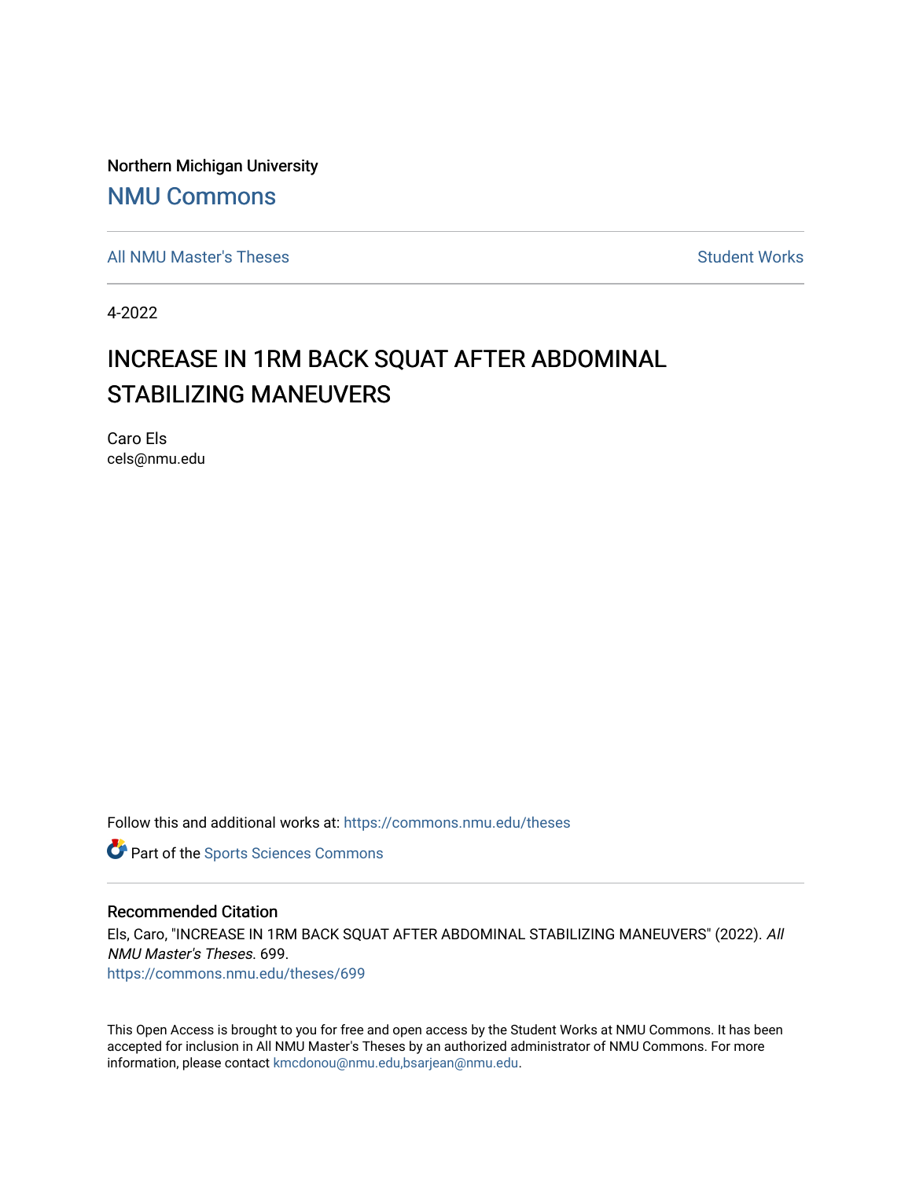Northern Michigan University

# NMU Commons

All NMU Master's Theses | Student Works

4-2022

# INCREASE IN 1RM BACK SQUAT AFTER ABDOMINAL STABILIZING MANEUVERS

Caro Els
cels@nmu.edu

Follow this and additional works at: https://commons.nmu.edu/theses

Part of the Sports Sciences Commons

## Recommended Citation

Els, Caro, "INCREASE IN 1RM BACK SQUAT AFTER ABDOMINAL STABILIZING MANEUVERS" (2022). *All NMU Master's Theses*. 699.
https://commons.nmu.edu/theses/699

This Open Access is brought to you for free and open access by the Student Works at NMU Commons. It has been accepted for inclusion in All NMU Master's Theses by an authorized administrator of NMU Commons. For more information, please contact kmcdonou@nmu.edu,bsarjean@nmu.edu.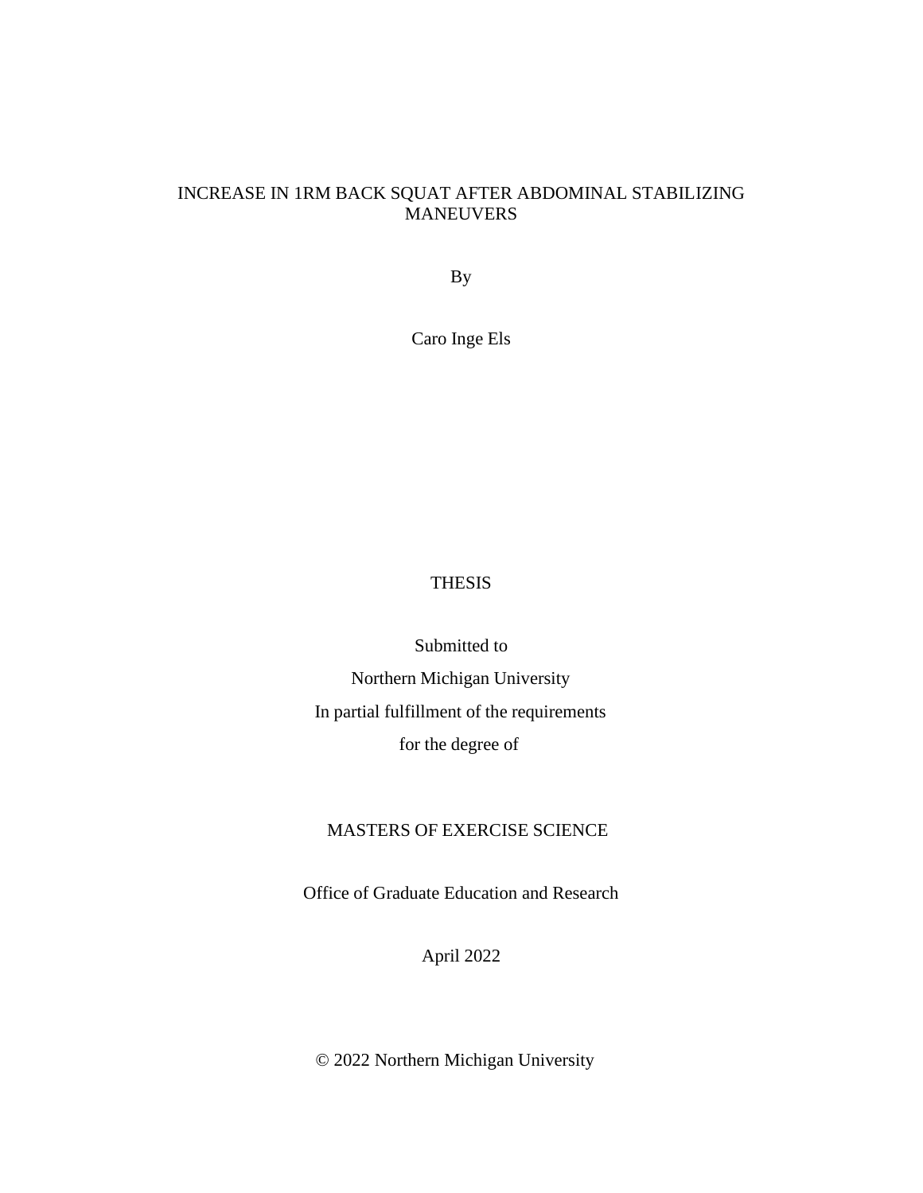# INCREASE IN 1RM BACK SQUAT AFTER ABDOMINAL STABILIZING MANEUVERS

By

Caro Inge Els

THESIS

Submitted to

Northern Michigan University

In partial fulfillment of the requirements

for the degree of

MASTERS OF EXERCISE SCIENCE

Office of Graduate Education and Research

April 2022

© 2022 Northern Michigan University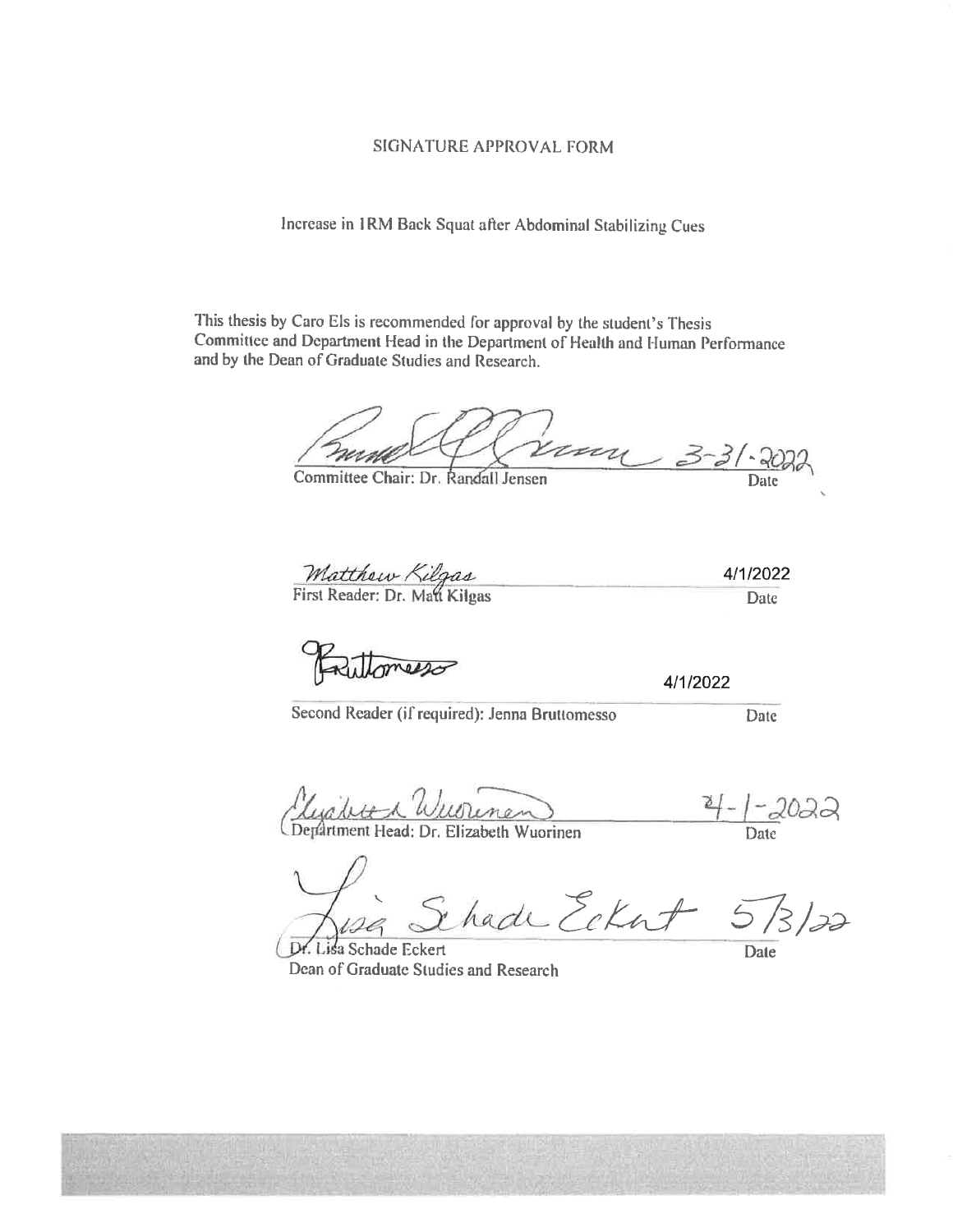# SIGNATURE APPROVAL FORM

Increase in 1RM Back Squat after Abdominal Stabilizing Cues

This thesis by Caro Els is recommended for approval by the student's Thesis Committee and Department Head in the Department of Health and Human Performance and by the Dean of Graduate Studies and Research.

Committee Chair: Dr. Randall Jensen — Date: 3-31-2022

First Reader: Dr. Matt Kilgas — Date: 4/1/2022

Second Reader (if required): Jenna Bruttomesso — Date: 4/1/2022

Department Head: Dr. Elizabeth Wuorinen — Date: 4-1-2022

Dr. Lisa Schade Eckert
Dean of Graduate Studies and Research — Date: 5/3/22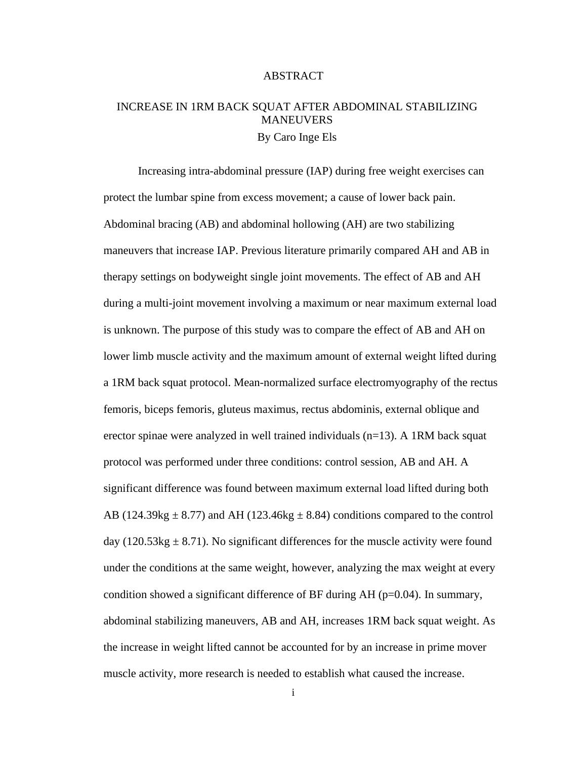# ABSTRACT

## INCREASE IN 1RM BACK SQUAT AFTER ABDOMINAL STABILIZING MANEUVERS

By Caro Inge Els

Increasing intra-abdominal pressure (IAP) during free weight exercises can protect the lumbar spine from excess movement; a cause of lower back pain. Abdominal bracing (AB) and abdominal hollowing (AH) are two stabilizing maneuvers that increase IAP. Previous literature primarily compared AH and AB in therapy settings on bodyweight single joint movements. The effect of AB and AH during a multi-joint movement involving a maximum or near maximum external load is unknown. The purpose of this study was to compare the effect of AB and AH on lower limb muscle activity and the maximum amount of external weight lifted during a 1RM back squat protocol. Mean-normalized surface electromyography of the rectus femoris, biceps femoris, gluteus maximus, rectus abdominis, external oblique and erector spinae were analyzed in well trained individuals (n=13). A 1RM back squat protocol was performed under three conditions: control session, AB and AH. A significant difference was found between maximum external load lifted during both AB (124.39kg ± 8.77) and AH (123.46kg ± 8.84) conditions compared to the control day (120.53kg ± 8.71). No significant differences for the muscle activity were found under the conditions at the same weight, however, analyzing the max weight at every condition showed a significant difference of BF during AH ($p=0.04$). In summary, abdominal stabilizing maneuvers, AB and AH, increases 1RM back squat weight. As the increase in weight lifted cannot be accounted for by an increase in prime mover muscle activity, more research is needed to establish what caused the increase.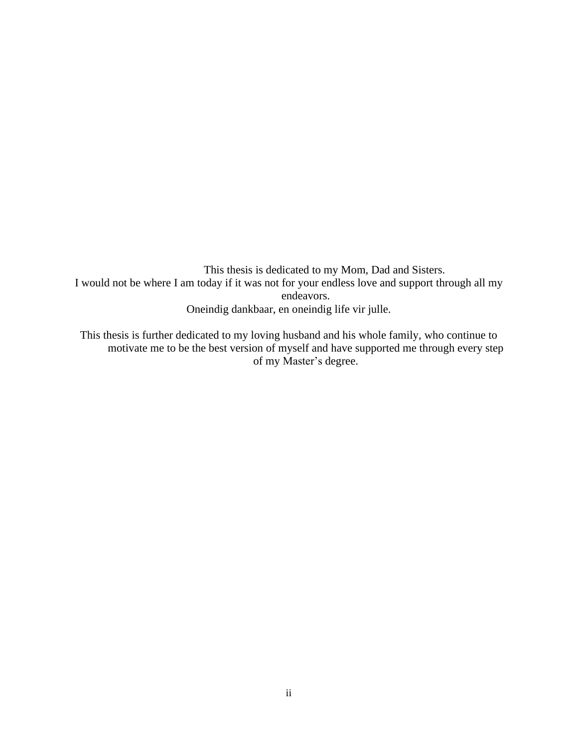This thesis is dedicated to my Mom, Dad and Sisters.
I would not be where I am today if it was not for your endless love and support through all my endeavors.
Oneindig dankbaar, en oneindig life vir julle.

This thesis is further dedicated to my loving husband and his whole family, who continue to motivate me to be the best version of myself and have supported me through every step of my Master's degree.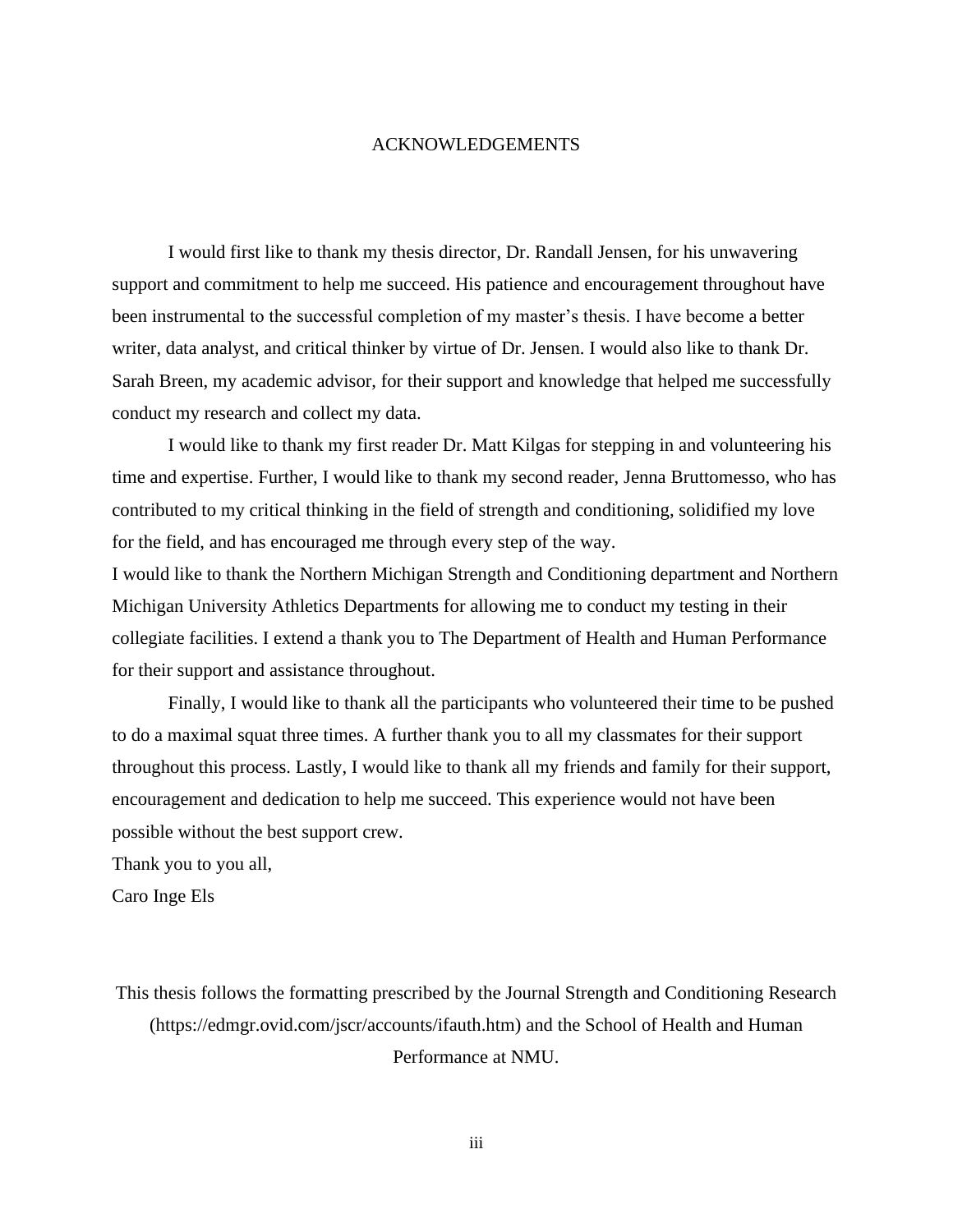# ACKNOWLEDGEMENTS

I would first like to thank my thesis director, Dr. Randall Jensen, for his unwavering support and commitment to help me succeed. His patience and encouragement throughout have been instrumental to the successful completion of my master's thesis. I have become a better writer, data analyst, and critical thinker by virtue of Dr. Jensen. I would also like to thank Dr. Sarah Breen, my academic advisor, for their support and knowledge that helped me successfully conduct my research and collect my data.

I would like to thank my first reader Dr. Matt Kilgas for stepping in and volunteering his time and expertise. Further, I would like to thank my second reader, Jenna Bruttomesso, who has contributed to my critical thinking in the field of strength and conditioning, solidified my love for the field, and has encouraged me through every step of the way.

I would like to thank the Northern Michigan Strength and Conditioning department and Northern Michigan University Athletics Departments for allowing me to conduct my testing in their collegiate facilities. I extend a thank you to The Department of Health and Human Performance for their support and assistance throughout.

Finally, I would like to thank all the participants who volunteered their time to be pushed to do a maximal squat three times. A further thank you to all my classmates for their support throughout this process. Lastly, I would like to thank all my friends and family for their support, encouragement and dedication to help me succeed. This experience would not have been possible without the best support crew.

Thank you to you all,

Caro Inge Els

This thesis follows the formatting prescribed by the Journal Strength and Conditioning Research (https://edmgr.ovid.com/jscr/accounts/ifauth.htm) and the School of Health and Human Performance at NMU.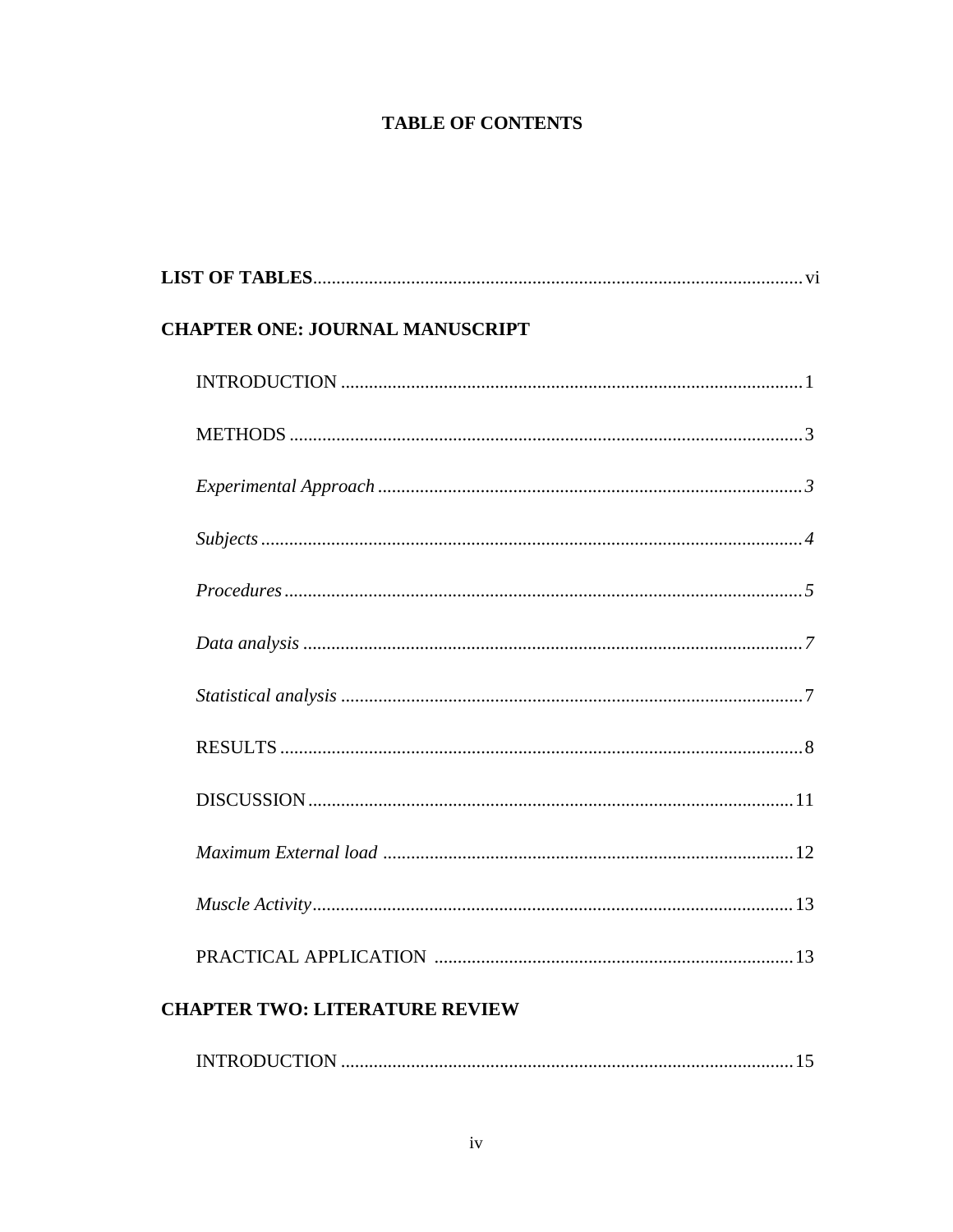# TABLE OF CONTENTS

**LIST OF TABLES**........................................................................................................ vi

**CHAPTER ONE: JOURNAL MANUSCRIPT**

INTRODUCTION .................................................................................................. 1

METHODS ............................................................................................................. 3

*Experimental Approach* ........................................................................................... 3

*Subjects* .................................................................................................................... 4

*Procedures* ............................................................................................................... 5

*Data analysis* ........................................................................................................... 7

*Statistical analysis* .................................................................................................. 7

RESULTS ............................................................................................................... 8

DISCUSSION ........................................................................................................ 11

*Maximum External load* ....................................................................................... 12

*Muscle Activity* ....................................................................................................... 13

PRACTICAL APPLICATION ............................................................................ 13

**CHAPTER TWO: LITERATURE REVIEW**

INTRODUCTION ................................................................................................ 15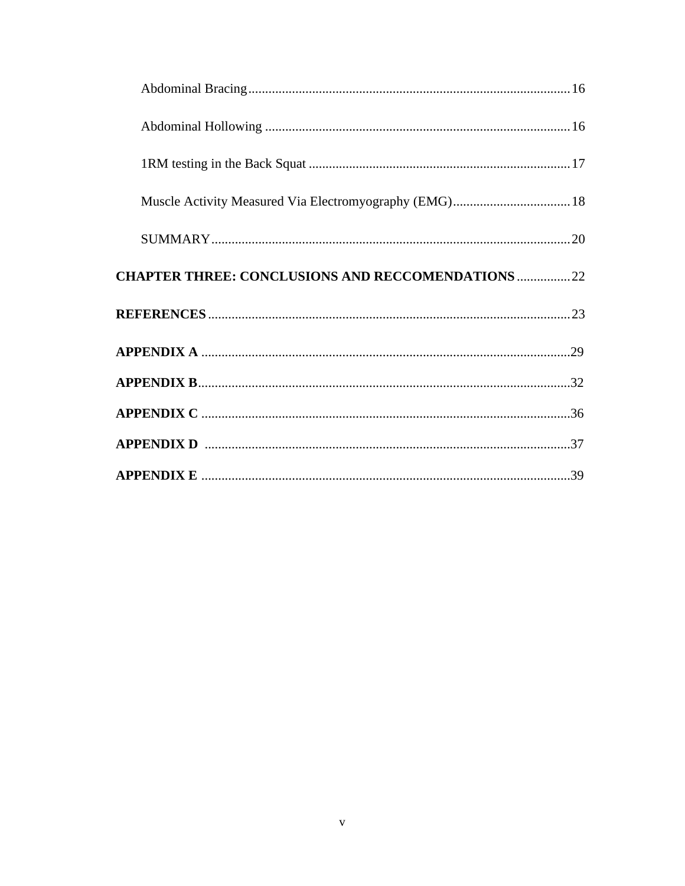Abdominal Bracing ................................................................................................ 16

Abdominal Hollowing ........................................................................................... 16

1RM testing in the Back Squat .............................................................................. 17

Muscle Activity Measured Via Electromyography (EMG) ................................... 18

SUMMARY ........................................................................................................... 20

**CHAPTER THREE: CONCLUSIONS AND RECCOMENDATIONS** ................ 22

**REFERENCES** ............................................................................................................ 23

**APPENDIX A** .............................................................................................................. 29

**APPENDIX B** ............................................................................................................... 32

**APPENDIX C** .............................................................................................................. 36

**APPENDIX D** .............................................................................................................. 37

**APPENDIX E** .............................................................................................................. 39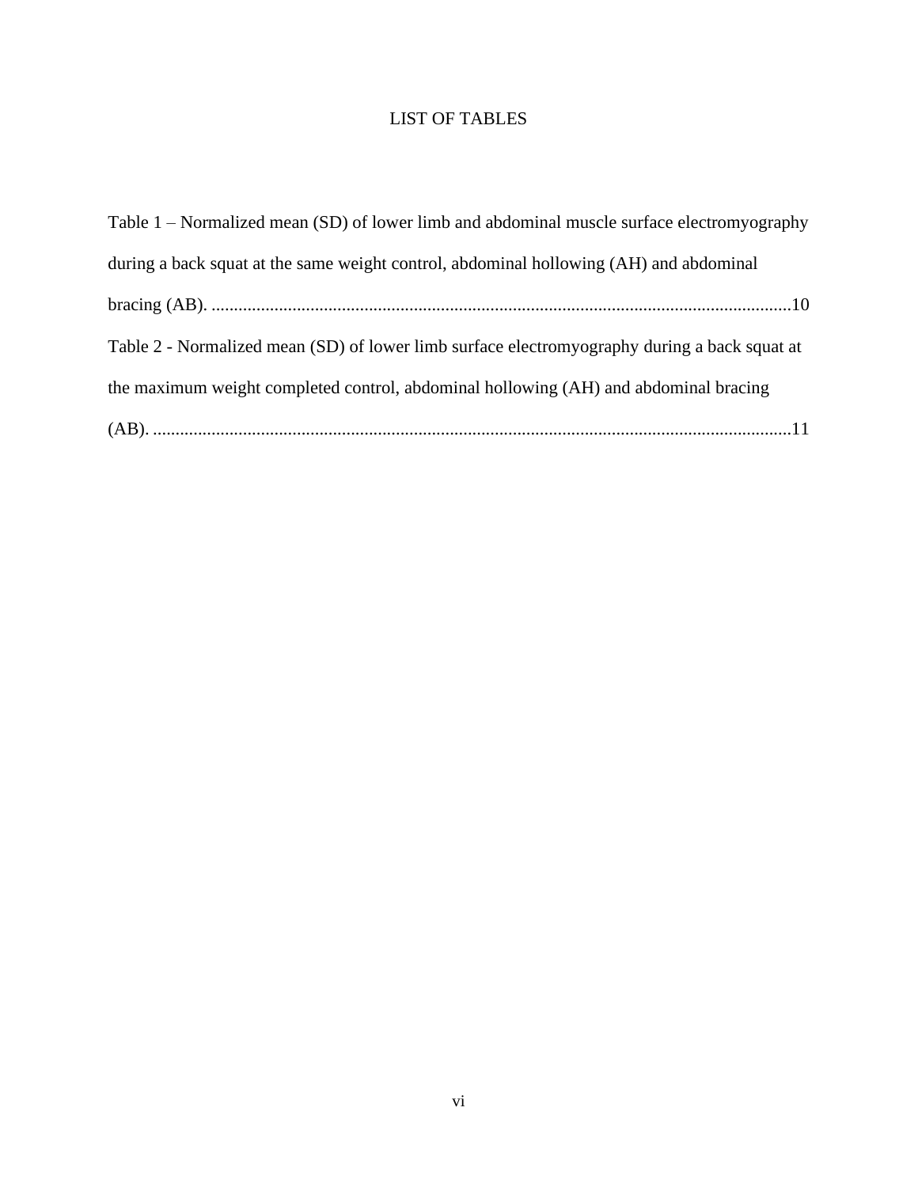# LIST OF TABLES

Table 1 – Normalized mean (SD) of lower limb and abdominal muscle surface electromyography during a back squat at the same weight control, abdominal hollowing (AH) and abdominal bracing (AB). ..................................................................................................................................10

Table 2 - Normalized mean (SD) of lower limb surface electromyography during a back squat at the maximum weight completed control, abdominal hollowing (AH) and abdominal bracing (AB). ..................................................................................................................................11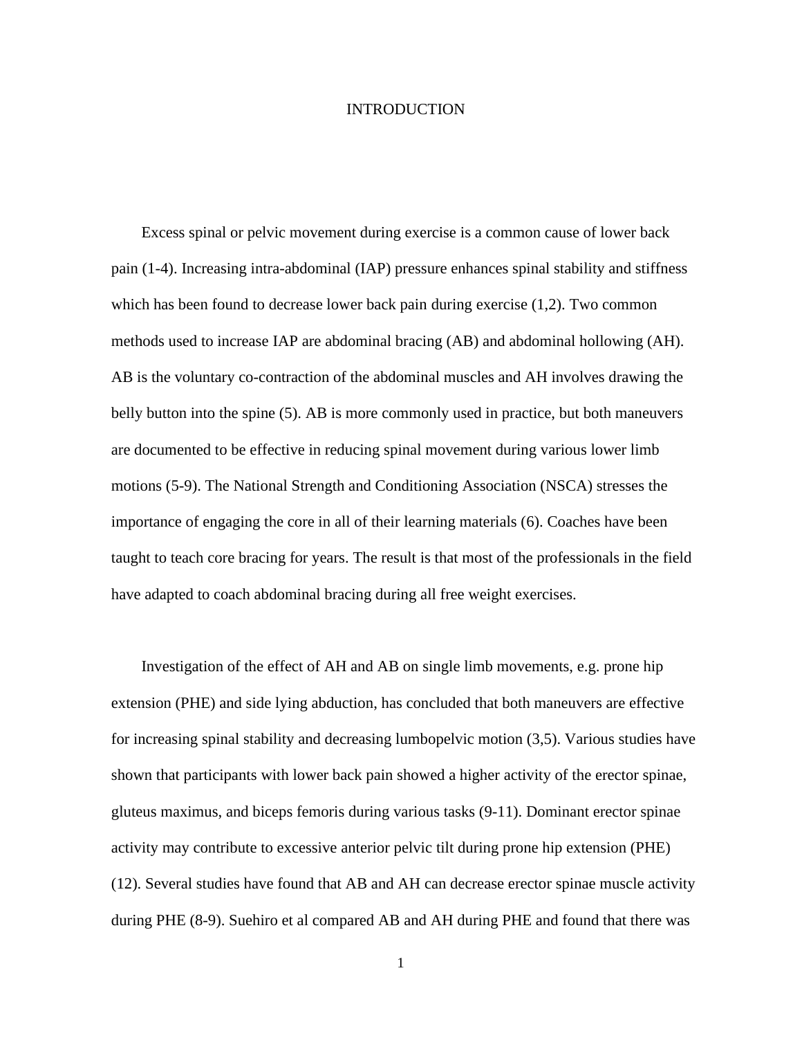# INTRODUCTION

Excess spinal or pelvic movement during exercise is a common cause of lower back pain (1-4). Increasing intra-abdominal (IAP) pressure enhances spinal stability and stiffness which has been found to decrease lower back pain during exercise (1,2). Two common methods used to increase IAP are abdominal bracing (AB) and abdominal hollowing (AH). AB is the voluntary co-contraction of the abdominal muscles and AH involves drawing the belly button into the spine (5). AB is more commonly used in practice, but both maneuvers are documented to be effective in reducing spinal movement during various lower limb motions (5-9). The National Strength and Conditioning Association (NSCA) stresses the importance of engaging the core in all of their learning materials (6). Coaches have been taught to teach core bracing for years. The result is that most of the professionals in the field have adapted to coach abdominal bracing during all free weight exercises.

Investigation of the effect of AH and AB on single limb movements, e.g. prone hip extension (PHE) and side lying abduction, has concluded that both maneuvers are effective for increasing spinal stability and decreasing lumbopelvic motion (3,5). Various studies have shown that participants with lower back pain showed a higher activity of the erector spinae, gluteus maximus, and biceps femoris during various tasks (9-11). Dominant erector spinae activity may contribute to excessive anterior pelvic tilt during prone hip extension (PHE) (12). Several studies have found that AB and AH can decrease erector spinae muscle activity during PHE (8-9). Suehiro et al compared AB and AH during PHE and found that there was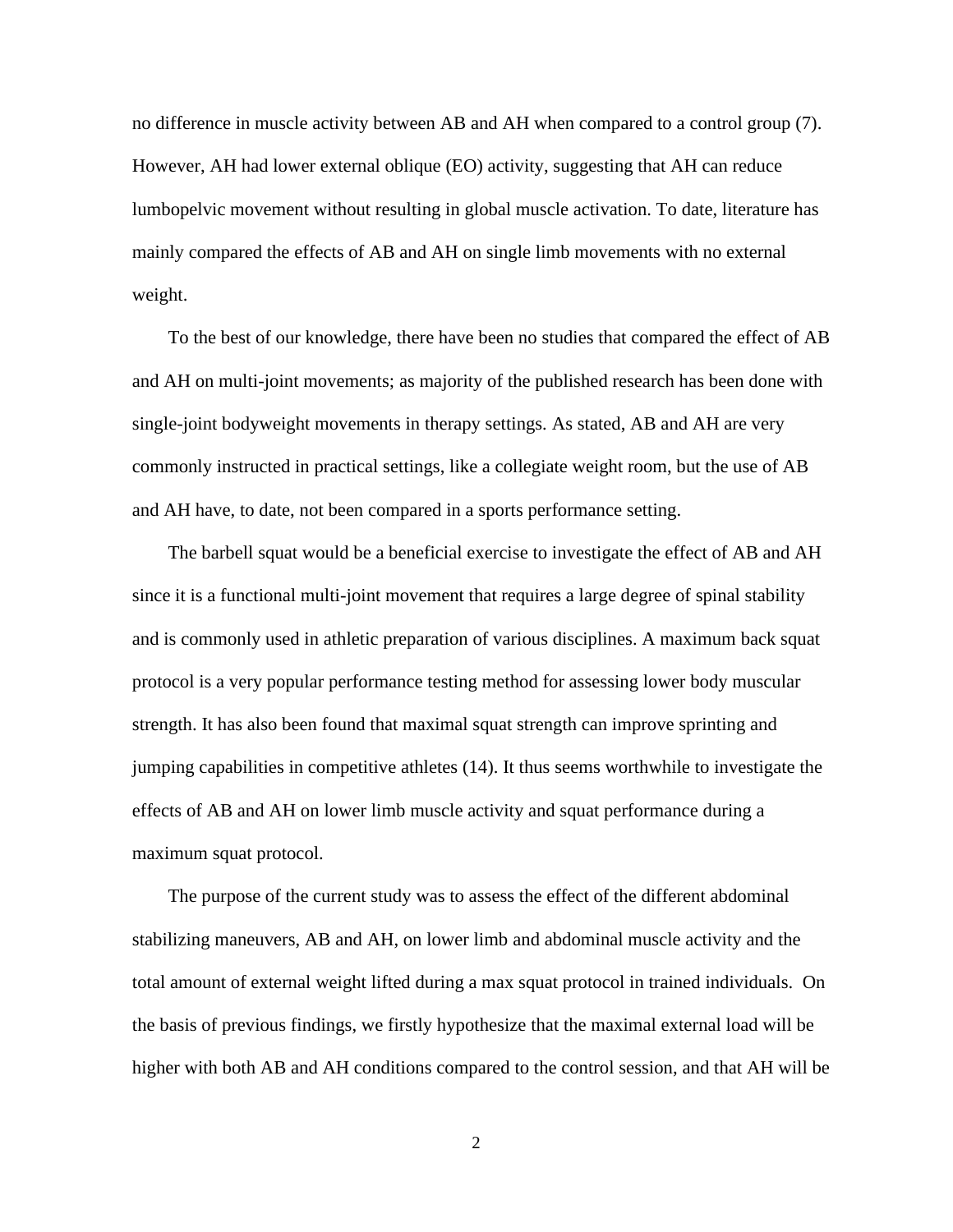no difference in muscle activity between AB and AH when compared to a control group (7). However, AH had lower external oblique (EO) activity, suggesting that AH can reduce lumbopelvic movement without resulting in global muscle activation. To date, literature has mainly compared the effects of AB and AH on single limb movements with no external weight.

To the best of our knowledge, there have been no studies that compared the effect of AB and AH on multi-joint movements; as majority of the published research has been done with single-joint bodyweight movements in therapy settings. As stated, AB and AH are very commonly instructed in practical settings, like a collegiate weight room, but the use of AB and AH have, to date, not been compared in a sports performance setting.

The barbell squat would be a beneficial exercise to investigate the effect of AB and AH since it is a functional multi-joint movement that requires a large degree of spinal stability and is commonly used in athletic preparation of various disciplines. A maximum back squat protocol is a very popular performance testing method for assessing lower body muscular strength. It has also been found that maximal squat strength can improve sprinting and jumping capabilities in competitive athletes (14). It thus seems worthwhile to investigate the effects of AB and AH on lower limb muscle activity and squat performance during a maximum squat protocol.

The purpose of the current study was to assess the effect of the different abdominal stabilizing maneuvers, AB and AH, on lower limb and abdominal muscle activity and the total amount of external weight lifted during a max squat protocol in trained individuals. On the basis of previous findings, we firstly hypothesize that the maximal external load will be higher with both AB and AH conditions compared to the control session, and that AH will be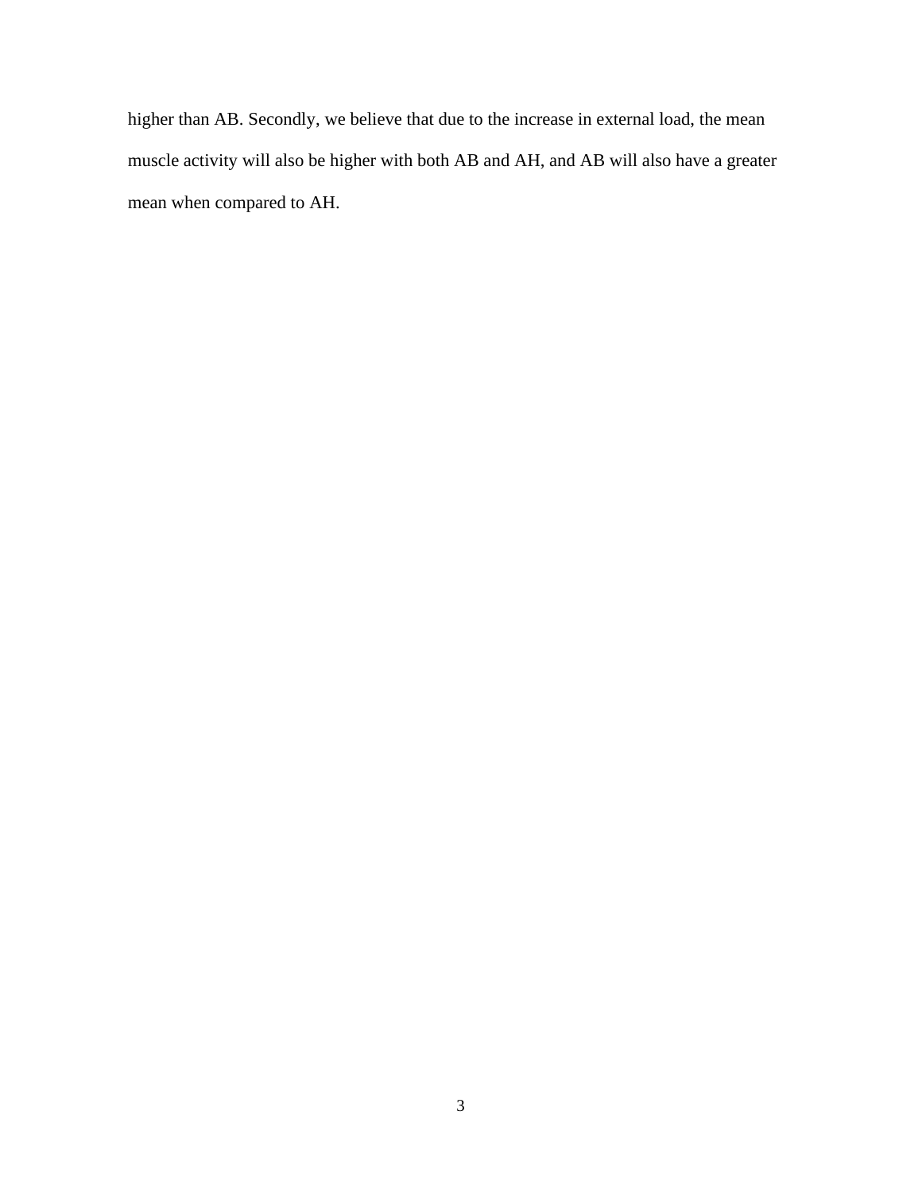higher than AB. Secondly, we believe that due to the increase in external load, the mean muscle activity will also be higher with both AB and AH, and AB will also have a greater mean when compared to AH.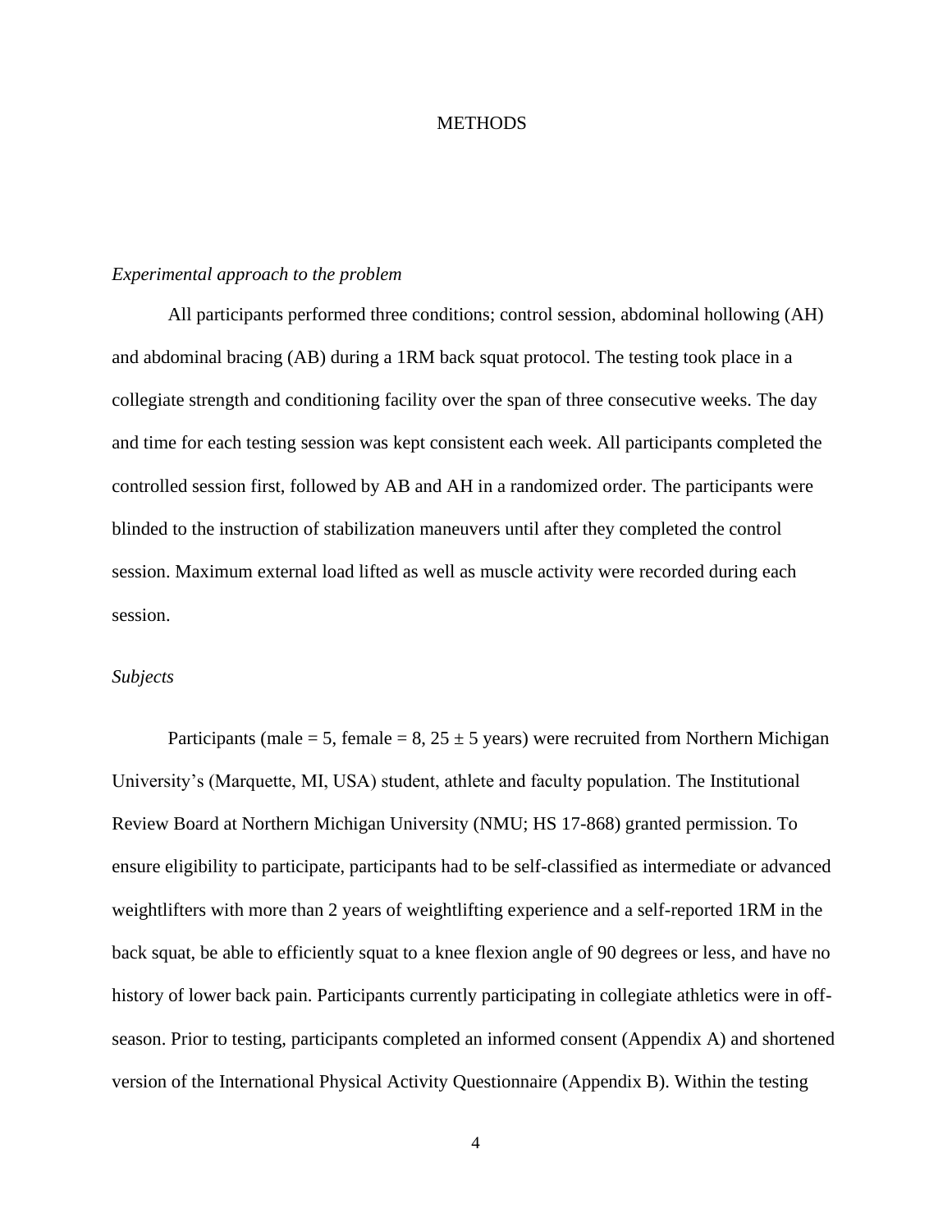# METHODS

*Experimental approach to the problem*

All participants performed three conditions; control session, abdominal hollowing (AH) and abdominal bracing (AB) during a 1RM back squat protocol. The testing took place in a collegiate strength and conditioning facility over the span of three consecutive weeks. The day and time for each testing session was kept consistent each week. All participants completed the controlled session first, followed by AB and AH in a randomized order. The participants were blinded to the instruction of stabilization maneuvers until after they completed the control session. Maximum external load lifted as well as muscle activity were recorded during each session.

*Subjects*

Participants (male = 5, female = 8, 25 ± 5 years) were recruited from Northern Michigan University's (Marquette, MI, USA) student, athlete and faculty population. The Institutional Review Board at Northern Michigan University (NMU; HS 17-868) granted permission. To ensure eligibility to participate, participants had to be self-classified as intermediate or advanced weightlifters with more than 2 years of weightlifting experience and a self-reported 1RM in the back squat, be able to efficiently squat to a knee flexion angle of 90 degrees or less, and have no history of lower back pain. Participants currently participating in collegiate athletics were in off-season. Prior to testing, participants completed an informed consent (Appendix A) and shortened version of the International Physical Activity Questionnaire (Appendix B). Within the testing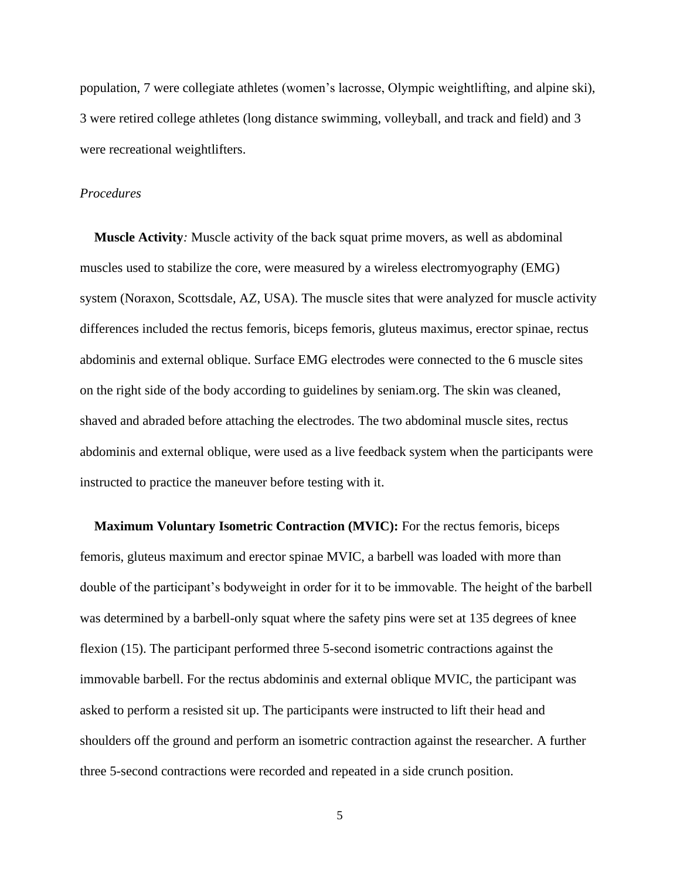population, 7 were collegiate athletes (women's lacrosse, Olympic weightlifting, and alpine ski), 3 were retired college athletes (long distance swimming, volleyball, and track and field) and 3 were recreational weightlifters.

*Procedures*

**Muscle Activity***:* Muscle activity of the back squat prime movers, as well as abdominal muscles used to stabilize the core, were measured by a wireless electromyography (EMG) system (Noraxon, Scottsdale, AZ, USA). The muscle sites that were analyzed for muscle activity differences included the rectus femoris, biceps femoris, gluteus maximus, erector spinae, rectus abdominis and external oblique. Surface EMG electrodes were connected to the 6 muscle sites on the right side of the body according to guidelines by seniam.org. The skin was cleaned, shaved and abraded before attaching the electrodes. The two abdominal muscle sites, rectus abdominis and external oblique, were used as a live feedback system when the participants were instructed to practice the maneuver before testing with it.

**Maximum Voluntary Isometric Contraction (MVIC):** For the rectus femoris, biceps femoris, gluteus maximum and erector spinae MVIC, a barbell was loaded with more than double of the participant's bodyweight in order for it to be immovable. The height of the barbell was determined by a barbell-only squat where the safety pins were set at 135 degrees of knee flexion (15). The participant performed three 5-second isometric contractions against the immovable barbell. For the rectus abdominis and external oblique MVIC, the participant was asked to perform a resisted sit up. The participants were instructed to lift their head and shoulders off the ground and perform an isometric contraction against the researcher. A further three 5-second contractions were recorded and repeated in a side crunch position.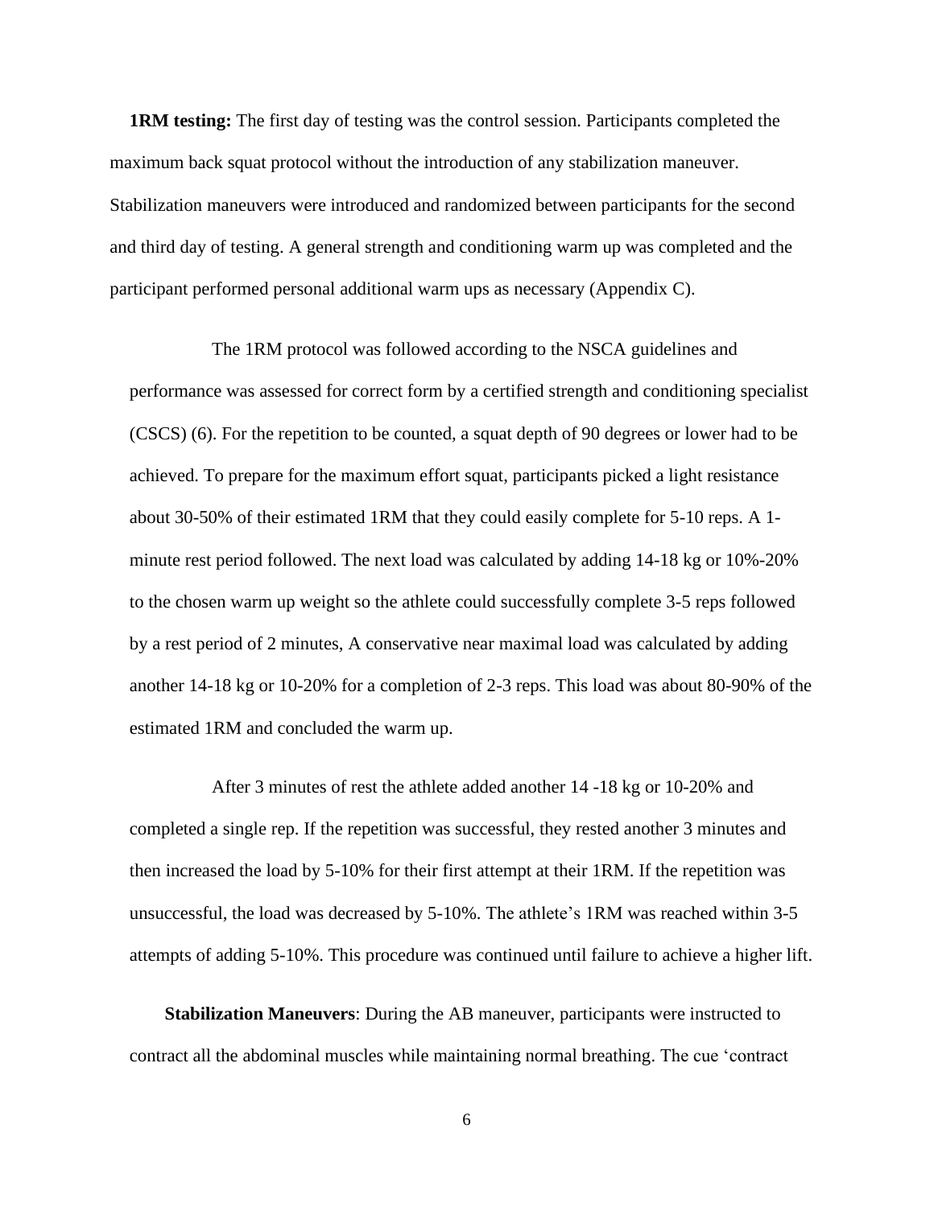**1RM testing:** The first day of testing was the control session. Participants completed the maximum back squat protocol without the introduction of any stabilization maneuver. Stabilization maneuvers were introduced and randomized between participants for the second and third day of testing. A general strength and conditioning warm up was completed and the participant performed personal additional warm ups as necessary (Appendix C).

The 1RM protocol was followed according to the NSCA guidelines and performance was assessed for correct form by a certified strength and conditioning specialist (CSCS) (6). For the repetition to be counted, a squat depth of 90 degrees or lower had to be achieved. To prepare for the maximum effort squat, participants picked a light resistance about 30-50% of their estimated 1RM that they could easily complete for 5-10 reps. A 1-minute rest period followed. The next load was calculated by adding 14-18 kg or 10%-20% to the chosen warm up weight so the athlete could successfully complete 3-5 reps followed by a rest period of 2 minutes, A conservative near maximal load was calculated by adding another 14-18 kg or 10-20% for a completion of 2-3 reps. This load was about 80-90% of the estimated 1RM and concluded the warm up.

After 3 minutes of rest the athlete added another 14 -18 kg or 10-20% and completed a single rep. If the repetition was successful, they rested another 3 minutes and then increased the load by 5-10% for their first attempt at their 1RM. If the repetition was unsuccessful, the load was decreased by 5-10%. The athlete's 1RM was reached within 3-5 attempts of adding 5-10%. This procedure was continued until failure to achieve a higher lift.

**Stabilization Maneuvers**: During the AB maneuver, participants were instructed to contract all the abdominal muscles while maintaining normal breathing. The cue 'contract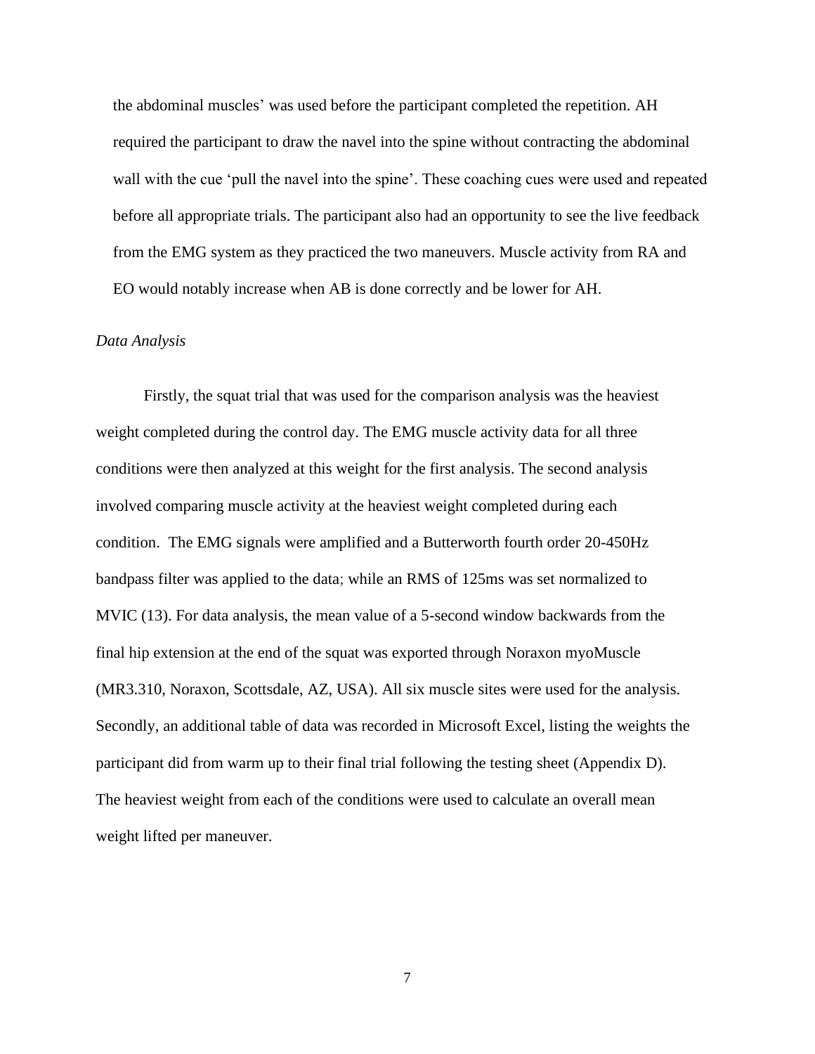the abdominal muscles' was used before the participant completed the repetition. AH required the participant to draw the navel into the spine without contracting the abdominal wall with the cue 'pull the navel into the spine'. These coaching cues were used and repeated before all appropriate trials. The participant also had an opportunity to see the live feedback from the EMG system as they practiced the two maneuvers. Muscle activity from RA and EO would notably increase when AB is done correctly and be lower for AH.

*Data Analysis*

Firstly, the squat trial that was used for the comparison analysis was the heaviest weight completed during the control day. The EMG muscle activity data for all three conditions were then analyzed at this weight for the first analysis. The second analysis involved comparing muscle activity at the heaviest weight completed during each condition. The EMG signals were amplified and a Butterworth fourth order 20-450Hz bandpass filter was applied to the data; while an RMS of 125ms was set normalized to MVIC (13). For data analysis, the mean value of a 5-second window backwards from the final hip extension at the end of the squat was exported through Noraxon myoMuscle (MR3.310, Noraxon, Scottsdale, AZ, USA). All six muscle sites were used for the analysis. Secondly, an additional table of data was recorded in Microsoft Excel, listing the weights the participant did from warm up to their final trial following the testing sheet (Appendix D). The heaviest weight from each of the conditions were used to calculate an overall mean weight lifted per maneuver.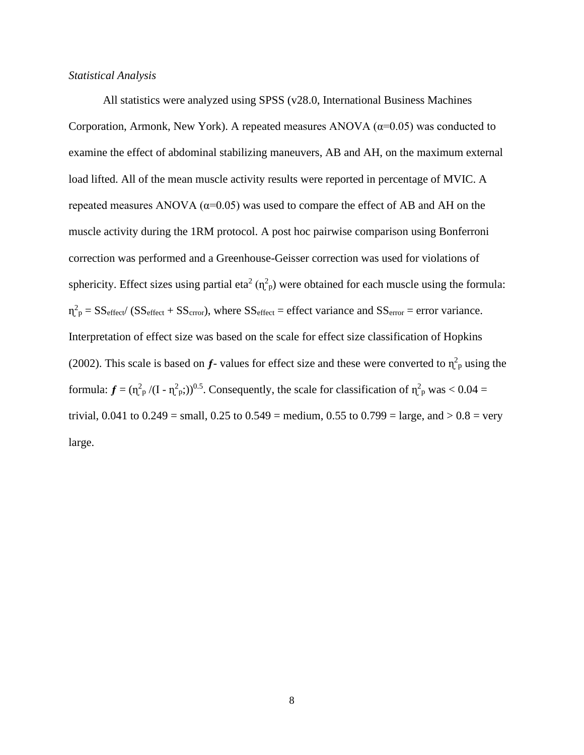*Statistical Analysis*

All statistics were analyzed using SPSS (v28.0, International Business Machines Corporation, Armonk, New York). A repeated measures ANOVA ($\alpha$=0.05) was conducted to examine the effect of abdominal stabilizing maneuvers, AB and AH, on the maximum external load lifted. All of the mean muscle activity results were reported in percentage of MVIC. A repeated measures ANOVA ($\alpha$=0.05) was used to compare the effect of AB and AH on the muscle activity during the 1RM protocol. A post hoc pairwise comparison using Bonferroni correction was performed and a Greenhouse-Geisser correction was used for violations of sphericity. Effect sizes using partial eta$^2$ ($\eta^2_p$) were obtained for each muscle using the formula: $\eta^2_p = SS_{effect} / (SS_{effect} + SS_{crror})$, where $SS_{effect}$ = effect variance and $SS_{error}$ = error variance. Interpretation of effect size was based on the scale for effect size classification of Hopkins (2002). This scale is based on $\boldsymbol{f}$- values for effect size and these were converted to $\eta^2_p$ using the formula: $\boldsymbol{f} = (\eta^2_p /(I - \eta^2_p;))^{0.5}$. Consequently, the scale for classification of $\eta^2_p$ was < 0.04 = trivial, 0.041 to 0.249 = small, 0.25 to 0.549 = medium, 0.55 to 0.799 = large, and > 0.8 = very large.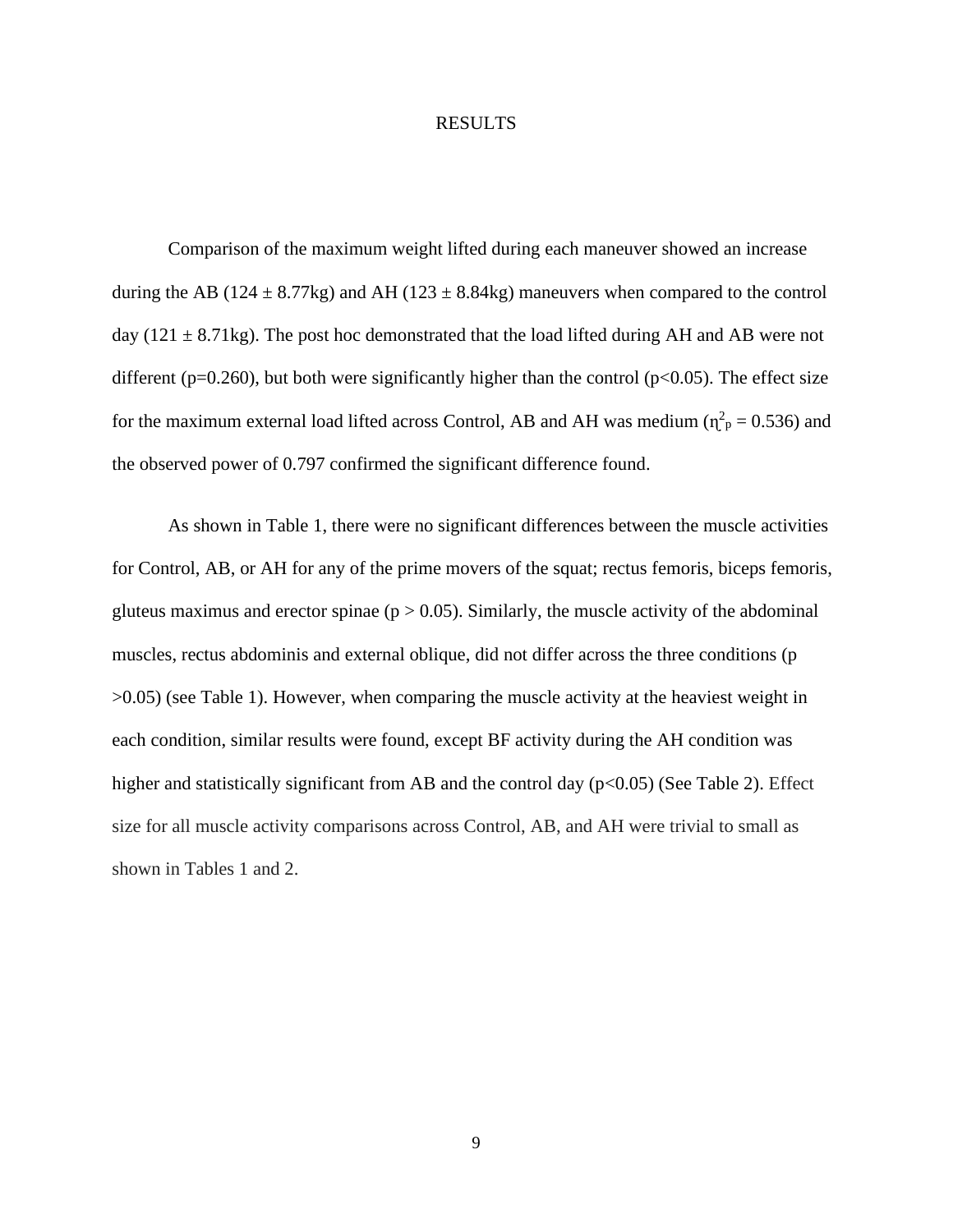# RESULTS

Comparison of the maximum weight lifted during each maneuver showed an increase during the AB (124 ± 8.77kg) and AH (123 ± 8.84kg) maneuvers when compared to the control day (121 ± 8.71kg). The post hoc demonstrated that the load lifted during AH and AB were not different ($p=0.260$), but both were significantly higher than the control ($p<0.05$). The effect size for the maximum external load lifted across Control, AB and AH was medium ($\eta^2_p = 0.536$) and the observed power of 0.797 confirmed the significant difference found.

As shown in Table 1, there were no significant differences between the muscle activities for Control, AB, or AH for any of the prime movers of the squat; rectus femoris, biceps femoris, gluteus maximus and erector spinae ($p > 0.05$). Similarly, the muscle activity of the abdominal muscles, rectus abdominis and external oblique, did not differ across the three conditions ($p > 0.05$) (see Table 1). However, when comparing the muscle activity at the heaviest weight in each condition, similar results were found, except BF activity during the AH condition was higher and statistically significant from AB and the control day ($p<0.05$) (See Table 2). Effect size for all muscle activity comparisons across Control, AB, and AH were trivial to small as shown in Tables 1 and 2.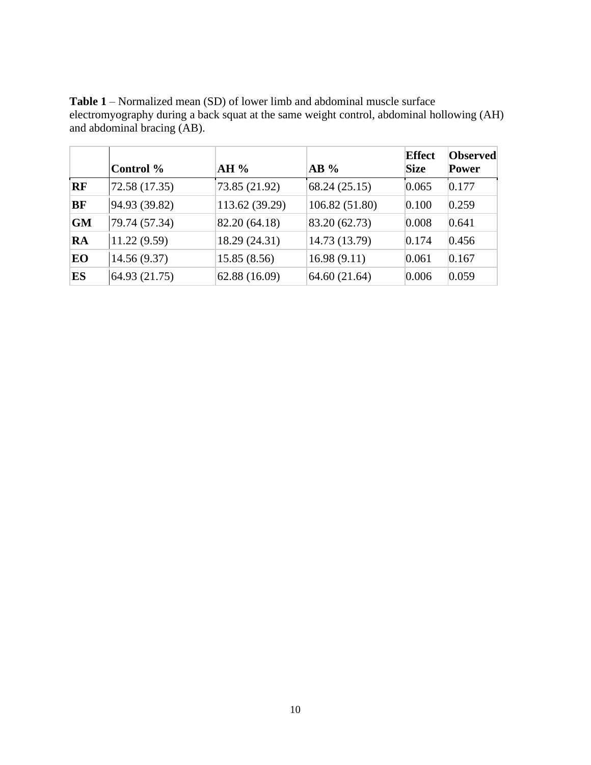**Table 1** – Normalized mean (SD) of lower limb and abdominal muscle surface electromyography during a back squat at the same weight control, abdominal hollowing (AH) and abdominal bracing (AB).

| | Control % | AH % | AB % | Effect Size | Observed Power |
|---|---|---|---|---|---|
| **RF** | 72.58 (17.35) | 73.85 (21.92) | 68.24 (25.15) | 0.065 | 0.177 |
| **BF** | 94.93 (39.82) | 113.62 (39.29) | 106.82 (51.80) | 0.100 | 0.259 |
| **GM** | 79.74 (57.34) | 82.20 (64.18) | 83.20 (62.73) | 0.008 | 0.641 |
| **RA** | 11.22 (9.59) | 18.29 (24.31) | 14.73 (13.79) | 0.174 | 0.456 |
| **EO** | 14.56 (9.37) | 15.85 (8.56) | 16.98 (9.11) | 0.061 | 0.167 |
| **ES** | 64.93 (21.75) | 62.88 (16.09) | 64.60 (21.64) | 0.006 | 0.059 |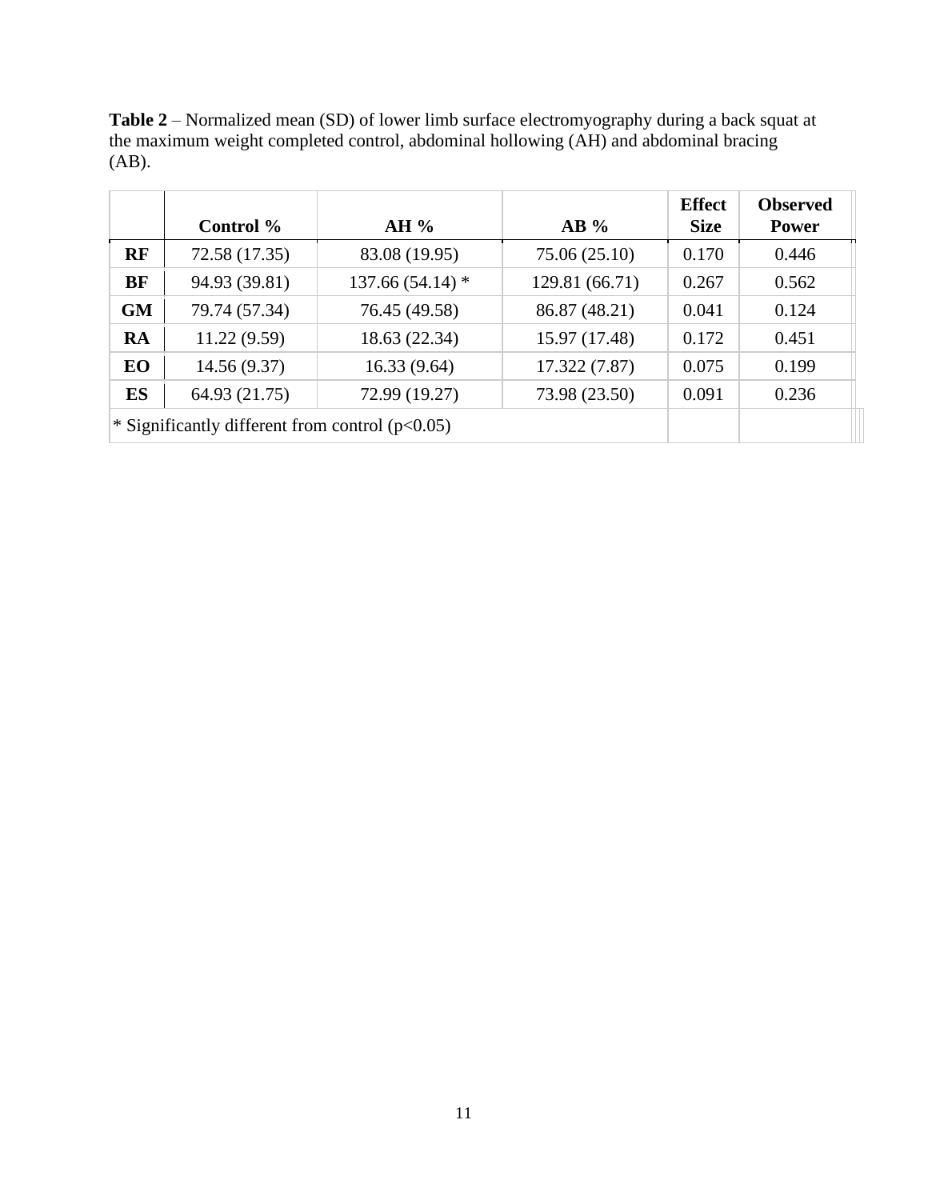**Table 2** – Normalized mean (SD) of lower limb surface electromyography during a back squat at the maximum weight completed control, abdominal hollowing (AH) and abdominal bracing (AB).

| | Control % | AH % | AB % | Effect Size | Observed Power |
|---|---|---|---|---|---|
| **RF** | 72.58 (17.35) | 83.08 (19.95) | 75.06 (25.10) | 0.170 | 0.446 |
| **BF** | 94.93 (39.81) | 137.66 (54.14) * | 129.81 (66.71) | 0.267 | 0.562 |
| **GM** | 79.74 (57.34) | 76.45 (49.58) | 86.87 (48.21) | 0.041 | 0.124 |
| **RA** | 11.22 (9.59) | 18.63 (22.34) | 15.97 (17.48) | 0.172 | 0.451 |
| **EO** | 14.56 (9.37) | 16.33 (9.64) | 17.322 (7.87) | 0.075 | 0.199 |
| **ES** | 64.93 (21.75) | 72.99 (19.27) | 73.98 (23.50) | 0.091 | 0.236 |

* Significantly different from control ($p<0.05$)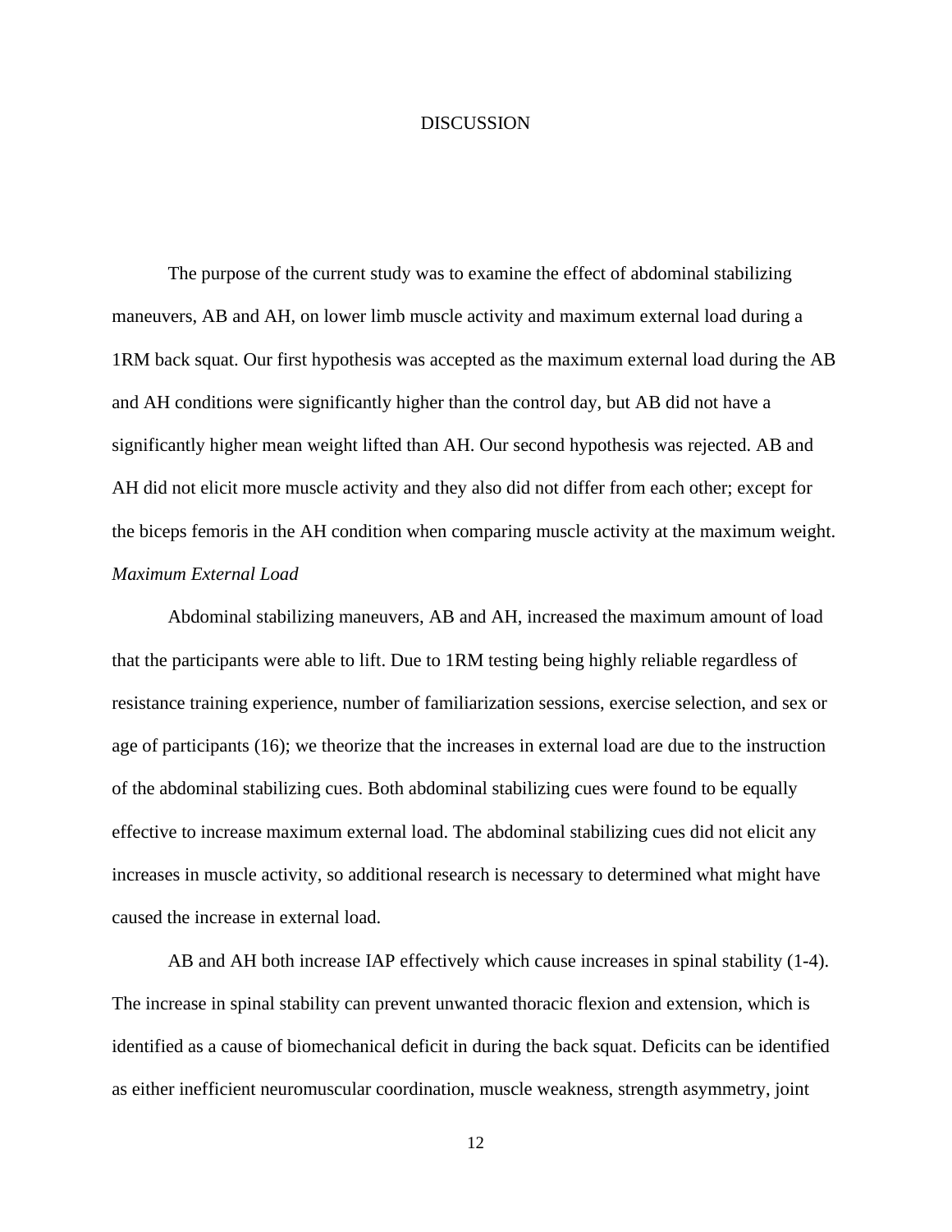# DISCUSSION

The purpose of the current study was to examine the effect of abdominal stabilizing maneuvers, AB and AH, on lower limb muscle activity and maximum external load during a 1RM back squat. Our first hypothesis was accepted as the maximum external load during the AB and AH conditions were significantly higher than the control day, but AB did not have a significantly higher mean weight lifted than AH. Our second hypothesis was rejected. AB and AH did not elicit more muscle activity and they also did not differ from each other; except for the biceps femoris in the AH condition when comparing muscle activity at the maximum weight.

*Maximum External Load*

Abdominal stabilizing maneuvers, AB and AH, increased the maximum amount of load that the participants were able to lift. Due to 1RM testing being highly reliable regardless of resistance training experience, number of familiarization sessions, exercise selection, and sex or age of participants (16); we theorize that the increases in external load are due to the instruction of the abdominal stabilizing cues. Both abdominal stabilizing cues were found to be equally effective to increase maximum external load. The abdominal stabilizing cues did not elicit any increases in muscle activity, so additional research is necessary to determined what might have caused the increase in external load.

AB and AH both increase IAP effectively which cause increases in spinal stability (1-4). The increase in spinal stability can prevent unwanted thoracic flexion and extension, which is identified as a cause of biomechanical deficit in during the back squat. Deficits can be identified as either inefficient neuromuscular coordination, muscle weakness, strength asymmetry, joint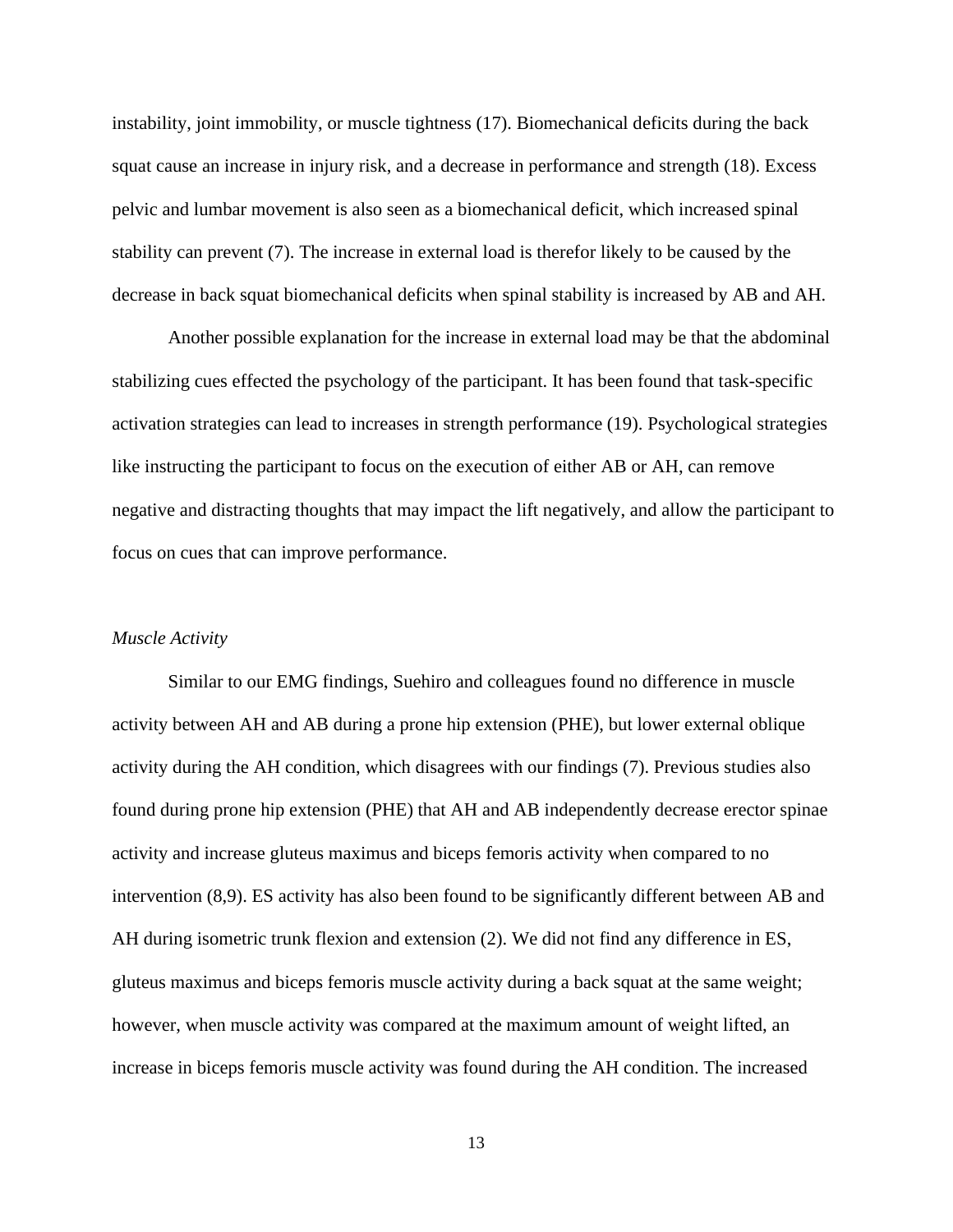instability, joint immobility, or muscle tightness (17). Biomechanical deficits during the back squat cause an increase in injury risk, and a decrease in performance and strength (18). Excess pelvic and lumbar movement is also seen as a biomechanical deficit, which increased spinal stability can prevent (7). The increase in external load is therefor likely to be caused by the decrease in back squat biomechanical deficits when spinal stability is increased by AB and AH.

Another possible explanation for the increase in external load may be that the abdominal stabilizing cues effected the psychology of the participant. It has been found that task-specific activation strategies can lead to increases in strength performance (19). Psychological strategies like instructing the participant to focus on the execution of either AB or AH, can remove negative and distracting thoughts that may impact the lift negatively, and allow the participant to focus on cues that can improve performance.

*Muscle Activity*

Similar to our EMG findings, Suehiro and colleagues found no difference in muscle activity between AH and AB during a prone hip extension (PHE), but lower external oblique activity during the AH condition, which disagrees with our findings (7). Previous studies also found during prone hip extension (PHE) that AH and AB independently decrease erector spinae activity and increase gluteus maximus and biceps femoris activity when compared to no intervention (8,9). ES activity has also been found to be significantly different between AB and AH during isometric trunk flexion and extension (2). We did not find any difference in ES, gluteus maximus and biceps femoris muscle activity during a back squat at the same weight; however, when muscle activity was compared at the maximum amount of weight lifted, an increase in biceps femoris muscle activity was found during the AH condition. The increased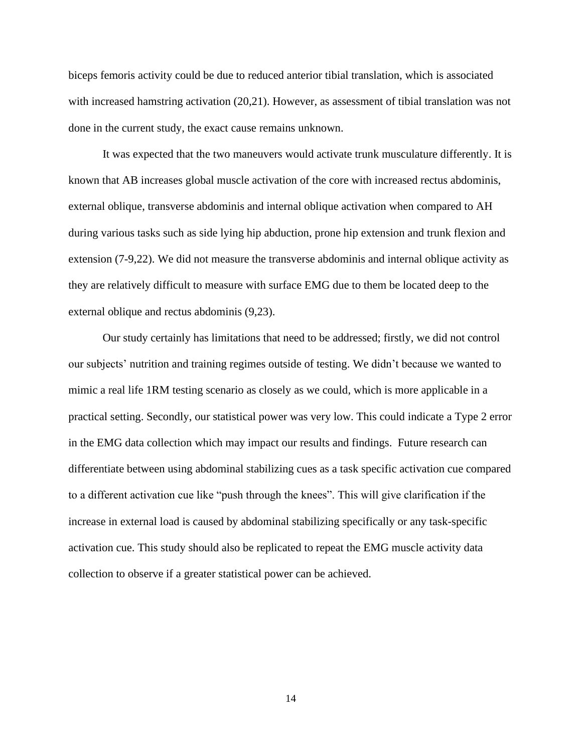biceps femoris activity could be due to reduced anterior tibial translation, which is associated with increased hamstring activation (20,21). However, as assessment of tibial translation was not done in the current study, the exact cause remains unknown.

It was expected that the two maneuvers would activate trunk musculature differently. It is known that AB increases global muscle activation of the core with increased rectus abdominis, external oblique, transverse abdominis and internal oblique activation when compared to AH during various tasks such as side lying hip abduction, prone hip extension and trunk flexion and extension (7-9,22). We did not measure the transverse abdominis and internal oblique activity as they are relatively difficult to measure with surface EMG due to them be located deep to the external oblique and rectus abdominis (9,23).

Our study certainly has limitations that need to be addressed; firstly, we did not control our subjects' nutrition and training regimes outside of testing. We didn't because we wanted to mimic a real life 1RM testing scenario as closely as we could, which is more applicable in a practical setting. Secondly, our statistical power was very low. This could indicate a Type 2 error in the EMG data collection which may impact our results and findings. Future research can differentiate between using abdominal stabilizing cues as a task specific activation cue compared to a different activation cue like "push through the knees". This will give clarification if the increase in external load is caused by abdominal stabilizing specifically or any task-specific activation cue. This study should also be replicated to repeat the EMG muscle activity data collection to observe if a greater statistical power can be achieved.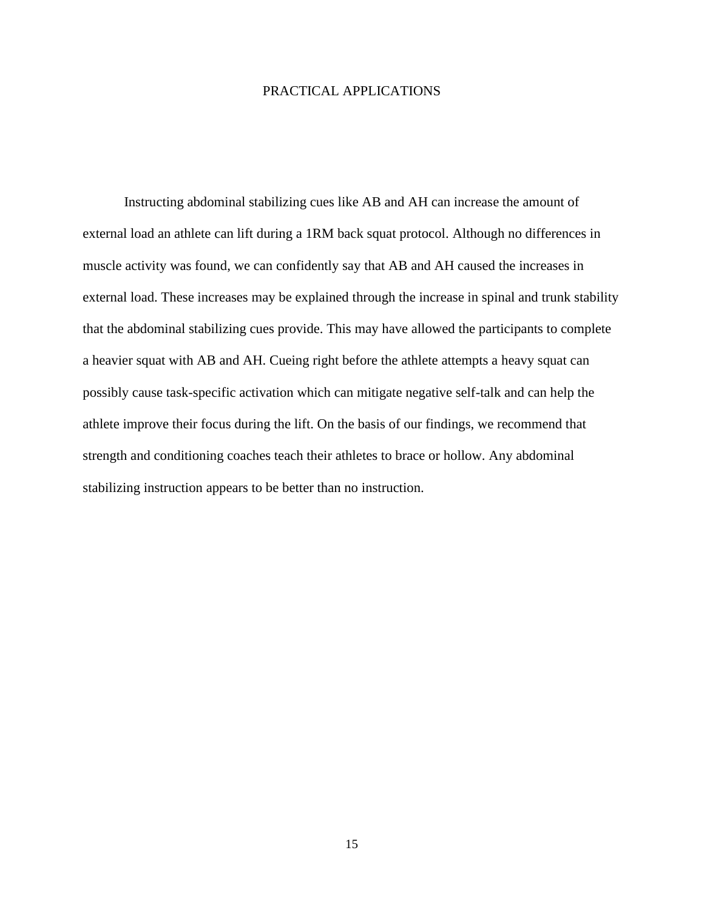# PRACTICAL APPLICATIONS

Instructing abdominal stabilizing cues like AB and AH can increase the amount of external load an athlete can lift during a 1RM back squat protocol. Although no differences in muscle activity was found, we can confidently say that AB and AH caused the increases in external load. These increases may be explained through the increase in spinal and trunk stability that the abdominal stabilizing cues provide. This may have allowed the participants to complete a heavier squat with AB and AH. Cueing right before the athlete attempts a heavy squat can possibly cause task-specific activation which can mitigate negative self-talk and can help the athlete improve their focus during the lift. On the basis of our findings, we recommend that strength and conditioning coaches teach their athletes to brace or hollow. Any abdominal stabilizing instruction appears to be better than no instruction.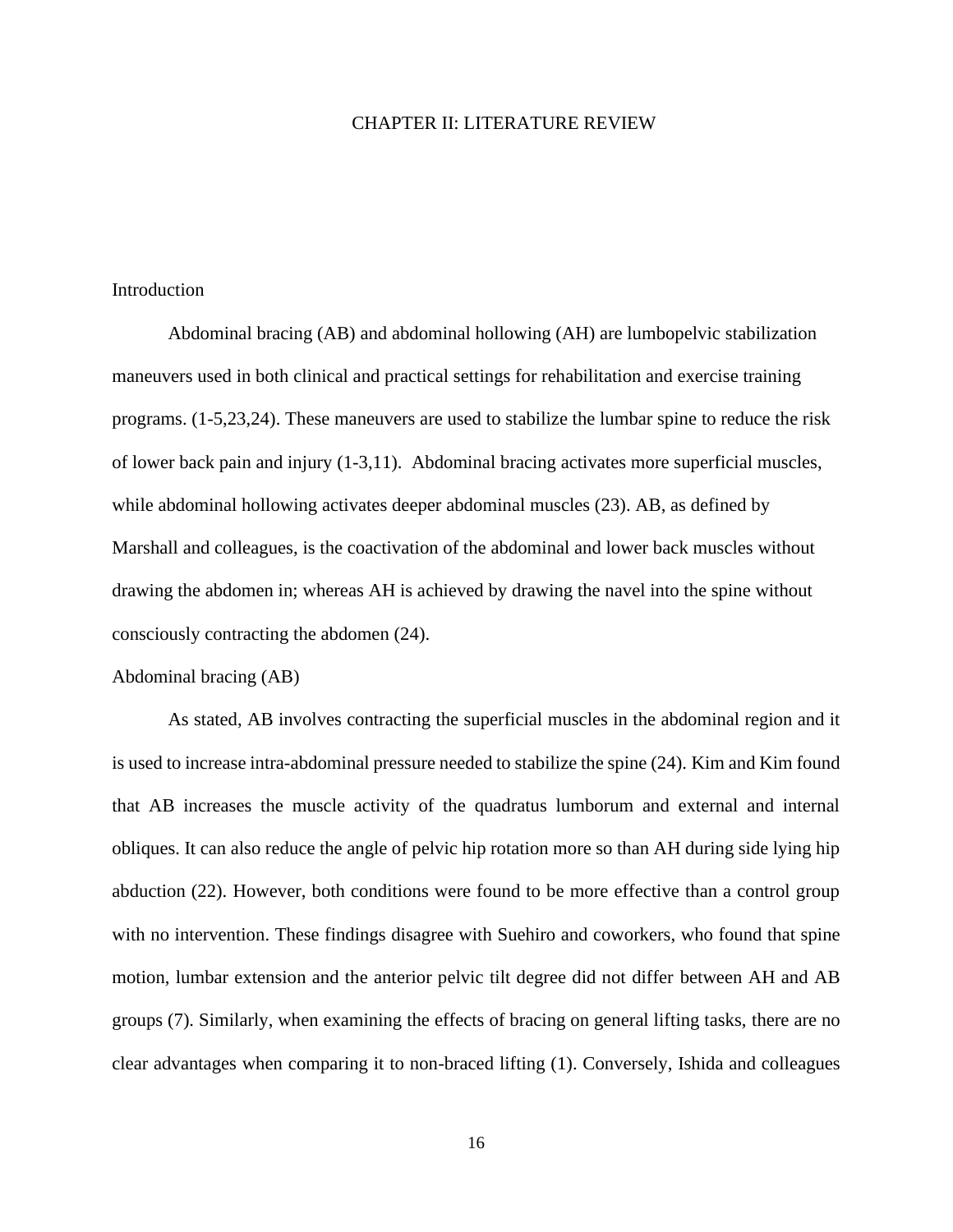# CHAPTER II: LITERATURE REVIEW

## Introduction

Abdominal bracing (AB) and abdominal hollowing (AH) are lumbopelvic stabilization maneuvers used in both clinical and practical settings for rehabilitation and exercise training programs. (1-5,23,24). These maneuvers are used to stabilize the lumbar spine to reduce the risk of lower back pain and injury (1-3,11). Abdominal bracing activates more superficial muscles, while abdominal hollowing activates deeper abdominal muscles (23). AB, as defined by Marshall and colleagues, is the coactivation of the abdominal and lower back muscles without drawing the abdomen in; whereas AH is achieved by drawing the navel into the spine without consciously contracting the abdomen (24).

## Abdominal bracing (AB)

As stated, AB involves contracting the superficial muscles in the abdominal region and it is used to increase intra-abdominal pressure needed to stabilize the spine (24). Kim and Kim found that AB increases the muscle activity of the quadratus lumborum and external and internal obliques. It can also reduce the angle of pelvic hip rotation more so than AH during side lying hip abduction (22). However, both conditions were found to be more effective than a control group with no intervention. These findings disagree with Suehiro and coworkers, who found that spine motion, lumbar extension and the anterior pelvic tilt degree did not differ between AH and AB groups (7). Similarly, when examining the effects of bracing on general lifting tasks, there are no clear advantages when comparing it to non-braced lifting (1). Conversely, Ishida and colleagues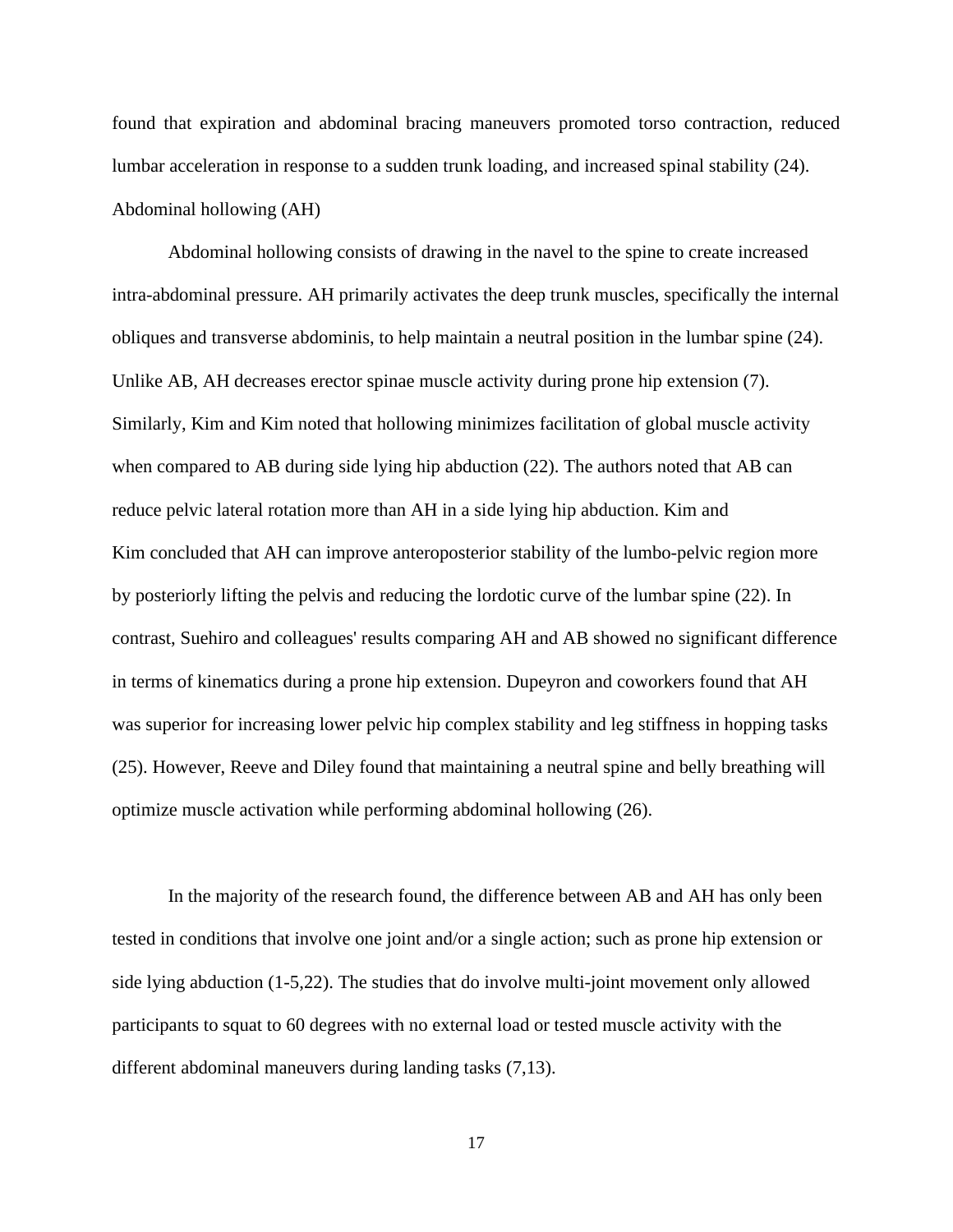found that expiration and abdominal bracing maneuvers promoted torso contraction, reduced lumbar acceleration in response to a sudden trunk loading, and increased spinal stability (24).

### Abdominal hollowing (AH)

Abdominal hollowing consists of drawing in the navel to the spine to create increased intra-abdominal pressure. AH primarily activates the deep trunk muscles, specifically the internal obliques and transverse abdominis, to help maintain a neutral position in the lumbar spine (24). Unlike AB, AH decreases erector spinae muscle activity during prone hip extension (7). Similarly, Kim and Kim noted that hollowing minimizes facilitation of global muscle activity when compared to AB during side lying hip abduction (22). The authors noted that AB can reduce pelvic lateral rotation more than AH in a side lying hip abduction. Kim and Kim concluded that AH can improve anteroposterior stability of the lumbo-pelvic region more by posteriorly lifting the pelvis and reducing the lordotic curve of the lumbar spine (22). In contrast, Suehiro and colleagues' results comparing AH and AB showed no significant difference in terms of kinematics during a prone hip extension. Dupeyron and coworkers found that AH was superior for increasing lower pelvic hip complex stability and leg stiffness in hopping tasks (25). However, Reeve and Diley found that maintaining a neutral spine and belly breathing will optimize muscle activation while performing abdominal hollowing (26).

In the majority of the research found, the difference between AB and AH has only been tested in conditions that involve one joint and/or a single action; such as prone hip extension or side lying abduction (1-5,22). The studies that do involve multi-joint movement only allowed participants to squat to 60 degrees with no external load or tested muscle activity with the different abdominal maneuvers during landing tasks (7,13).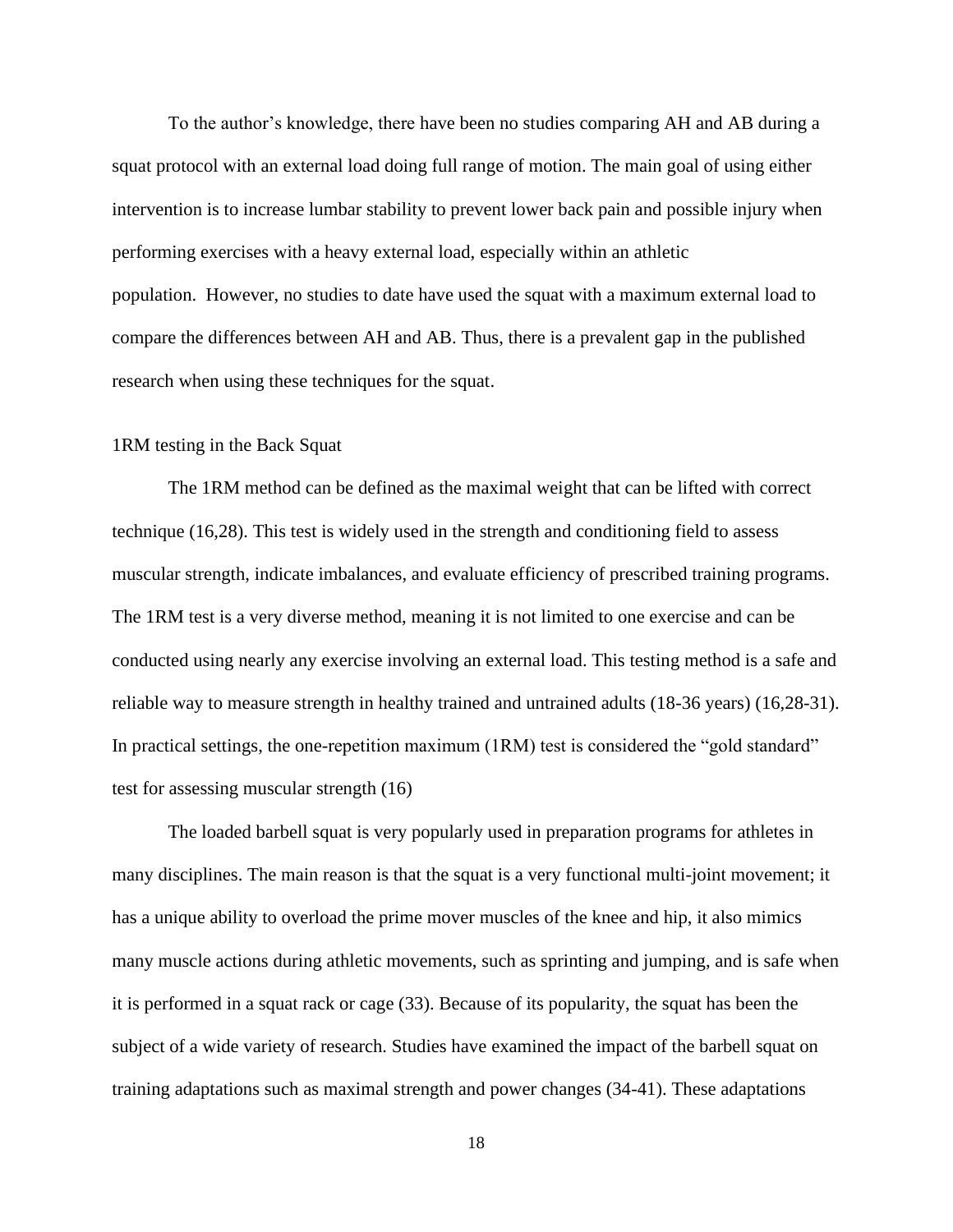To the author's knowledge, there have been no studies comparing AH and AB during a squat protocol with an external load doing full range of motion. The main goal of using either intervention is to increase lumbar stability to prevent lower back pain and possible injury when performing exercises with a heavy external load, especially within an athletic population. However, no studies to date have used the squat with a maximum external load to compare the differences between AH and AB. Thus, there is a prevalent gap in the published research when using these techniques for the squat.

## 1RM testing in the Back Squat

The 1RM method can be defined as the maximal weight that can be lifted with correct technique (16,28). This test is widely used in the strength and conditioning field to assess muscular strength, indicate imbalances, and evaluate efficiency of prescribed training programs. The 1RM test is a very diverse method, meaning it is not limited to one exercise and can be conducted using nearly any exercise involving an external load. This testing method is a safe and reliable way to measure strength in healthy trained and untrained adults (18-36 years) (16,28-31). In practical settings, the one-repetition maximum (1RM) test is considered the "gold standard" test for assessing muscular strength (16)

The loaded barbell squat is very popularly used in preparation programs for athletes in many disciplines. The main reason is that the squat is a very functional multi-joint movement; it has a unique ability to overload the prime mover muscles of the knee and hip, it also mimics many muscle actions during athletic movements, such as sprinting and jumping, and is safe when it is performed in a squat rack or cage (33). Because of its popularity, the squat has been the subject of a wide variety of research. Studies have examined the impact of the barbell squat on training adaptations such as maximal strength and power changes (34-41). These adaptations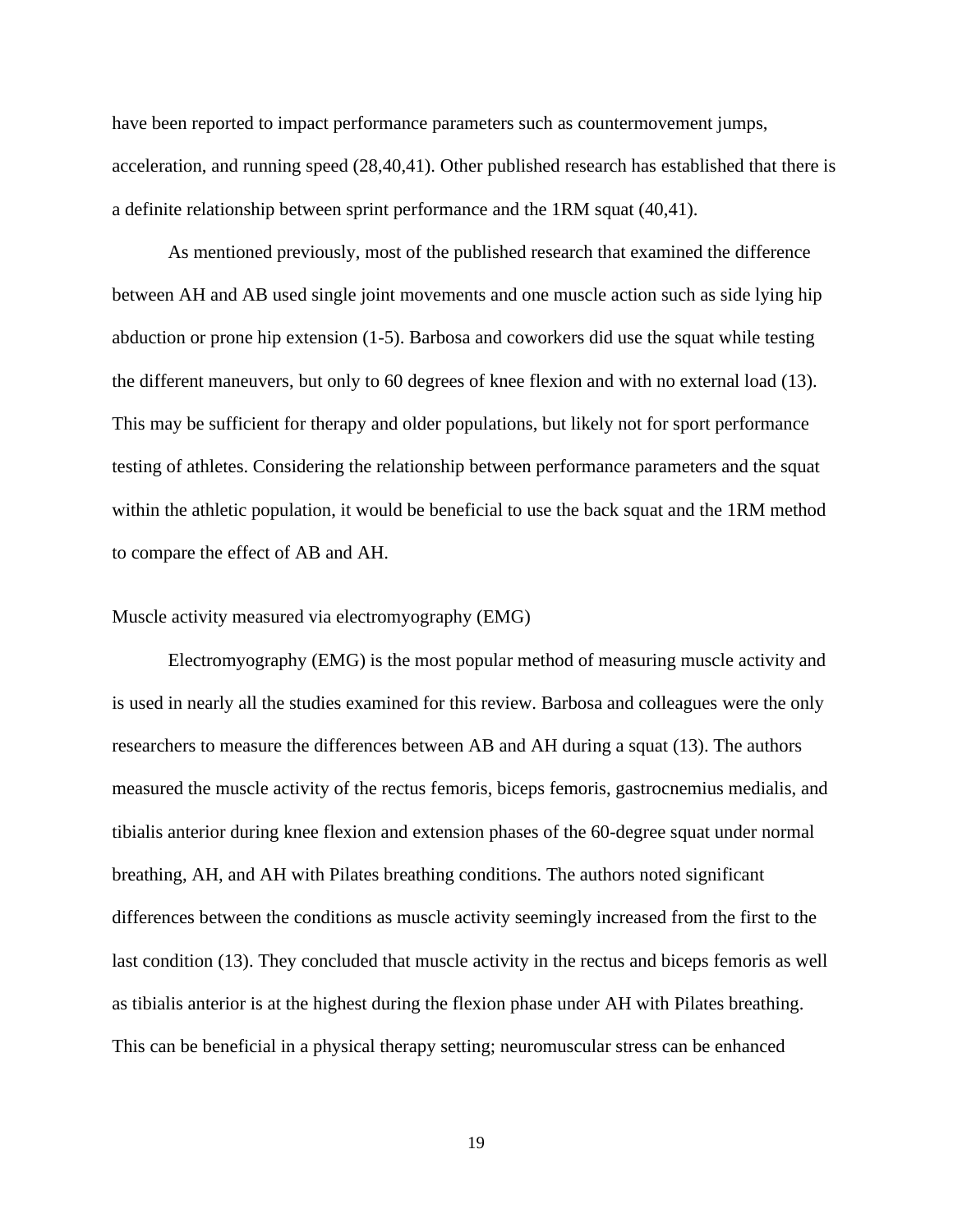have been reported to impact performance parameters such as countermovement jumps, acceleration, and running speed (28,40,41). Other published research has established that there is a definite relationship between sprint performance and the 1RM squat (40,41).

As mentioned previously, most of the published research that examined the difference between AH and AB used single joint movements and one muscle action such as side lying hip abduction or prone hip extension (1-5). Barbosa and coworkers did use the squat while testing the different maneuvers, but only to 60 degrees of knee flexion and with no external load (13). This may be sufficient for therapy and older populations, but likely not for sport performance testing of athletes. Considering the relationship between performance parameters and the squat within the athletic population, it would be beneficial to use the back squat and the 1RM method to compare the effect of AB and AH.

### Muscle activity measured via electromyography (EMG)

Electromyography (EMG) is the most popular method of measuring muscle activity and is used in nearly all the studies examined for this review. Barbosa and colleagues were the only researchers to measure the differences between AB and AH during a squat (13). The authors measured the muscle activity of the rectus femoris, biceps femoris, gastrocnemius medialis, and tibialis anterior during knee flexion and extension phases of the 60-degree squat under normal breathing, AH, and AH with Pilates breathing conditions. The authors noted significant differences between the conditions as muscle activity seemingly increased from the first to the last condition (13). They concluded that muscle activity in the rectus and biceps femoris as well as tibialis anterior is at the highest during the flexion phase under AH with Pilates breathing. This can be beneficial in a physical therapy setting; neuromuscular stress can be enhanced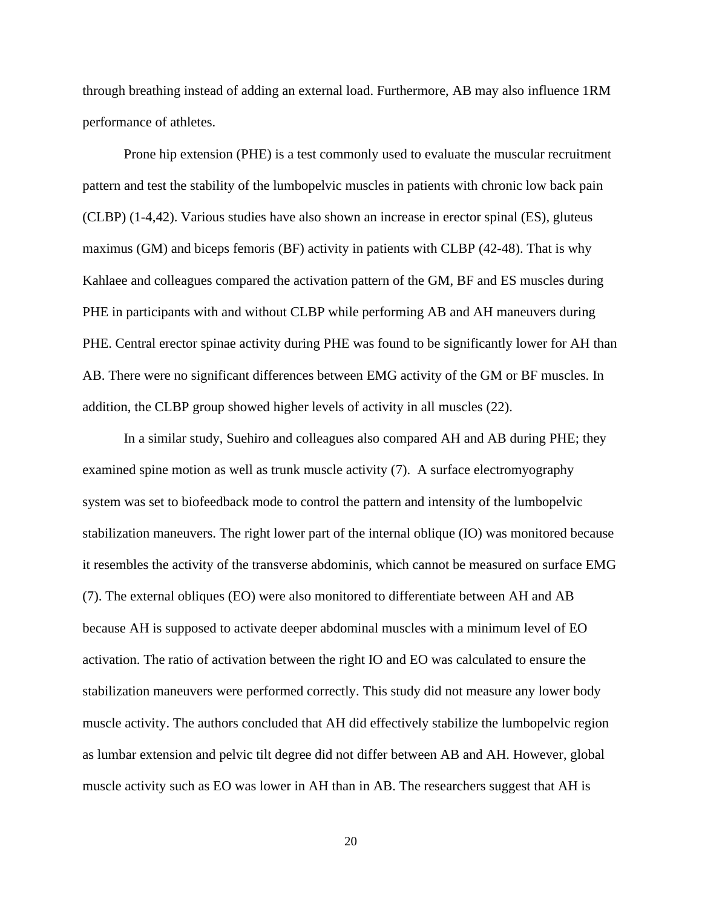through breathing instead of adding an external load. Furthermore, AB may also influence 1RM performance of athletes.

Prone hip extension (PHE) is a test commonly used to evaluate the muscular recruitment pattern and test the stability of the lumbopelvic muscles in patients with chronic low back pain (CLBP) (1-4,42). Various studies have also shown an increase in erector spinal (ES), gluteus maximus (GM) and biceps femoris (BF) activity in patients with CLBP (42-48). That is why Kahlaee and colleagues compared the activation pattern of the GM, BF and ES muscles during PHE in participants with and without CLBP while performing AB and AH maneuvers during PHE. Central erector spinae activity during PHE was found to be significantly lower for AH than AB. There were no significant differences between EMG activity of the GM or BF muscles. In addition, the CLBP group showed higher levels of activity in all muscles (22).

In a similar study, Suehiro and colleagues also compared AH and AB during PHE; they examined spine motion as well as trunk muscle activity (7). A surface electromyography system was set to biofeedback mode to control the pattern and intensity of the lumbopelvic stabilization maneuvers. The right lower part of the internal oblique (IO) was monitored because it resembles the activity of the transverse abdominis, which cannot be measured on surface EMG (7). The external obliques (EO) were also monitored to differentiate between AH and AB because AH is supposed to activate deeper abdominal muscles with a minimum level of EO activation. The ratio of activation between the right IO and EO was calculated to ensure the stabilization maneuvers were performed correctly. This study did not measure any lower body muscle activity. The authors concluded that AH did effectively stabilize the lumbopelvic region as lumbar extension and pelvic tilt degree did not differ between AB and AH. However, global muscle activity such as EO was lower in AH than in AB. The researchers suggest that AH is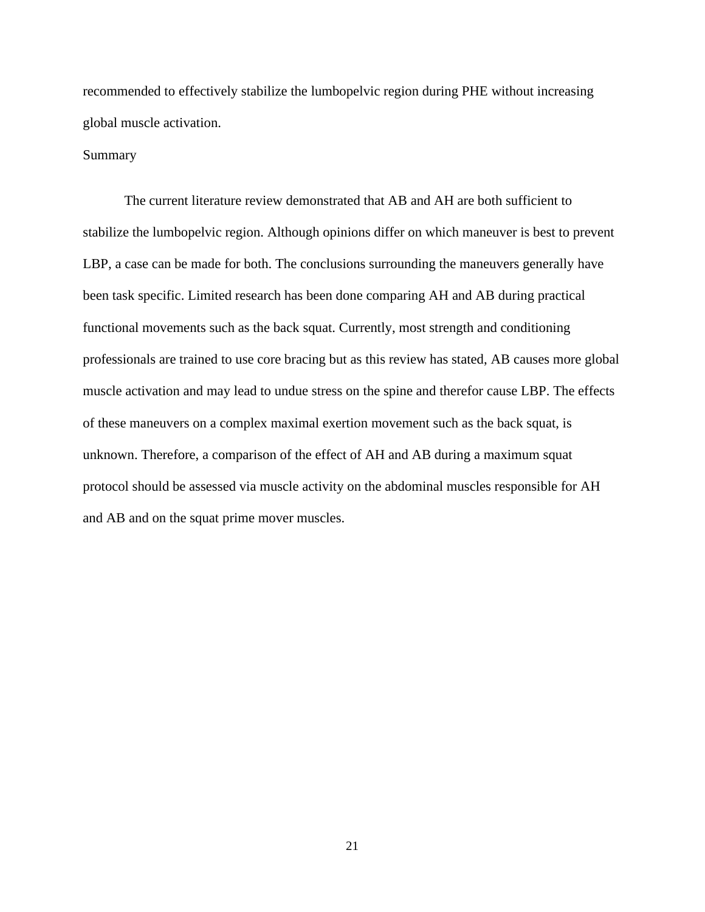recommended to effectively stabilize the lumbopelvic region during PHE without increasing global muscle activation.

## Summary

The current literature review demonstrated that AB and AH are both sufficient to stabilize the lumbopelvic region. Although opinions differ on which maneuver is best to prevent LBP, a case can be made for both. The conclusions surrounding the maneuvers generally have been task specific. Limited research has been done comparing AH and AB during practical functional movements such as the back squat. Currently, most strength and conditioning professionals are trained to use core bracing but as this review has stated, AB causes more global muscle activation and may lead to undue stress on the spine and therefor cause LBP. The effects of these maneuvers on a complex maximal exertion movement such as the back squat, is unknown. Therefore, a comparison of the effect of AH and AB during a maximum squat protocol should be assessed via muscle activity on the abdominal muscles responsible for AH and AB and on the squat prime mover muscles.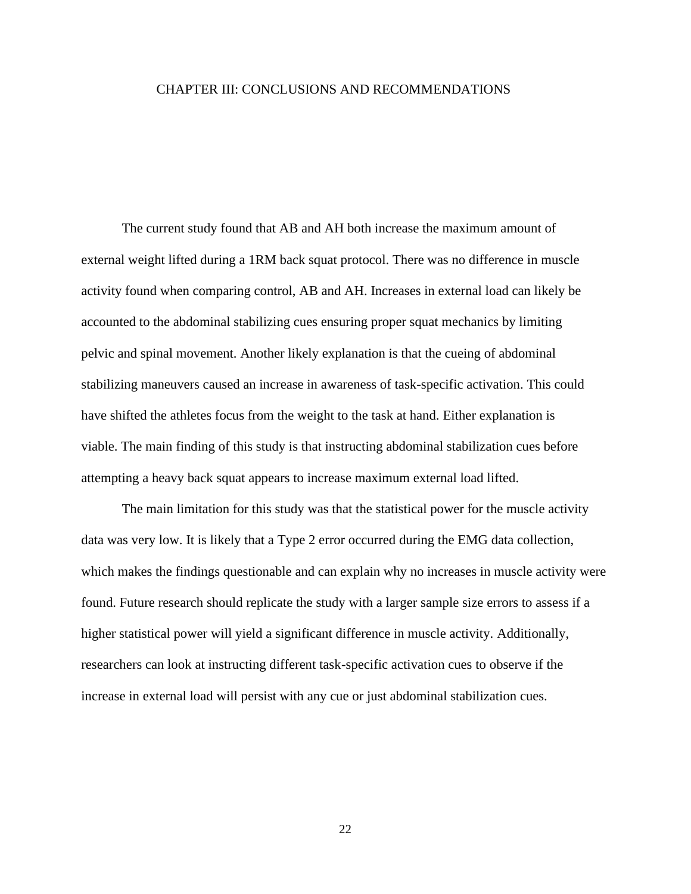# CHAPTER III: CONCLUSIONS AND RECOMMENDATIONS

The current study found that AB and AH both increase the maximum amount of external weight lifted during a 1RM back squat protocol. There was no difference in muscle activity found when comparing control, AB and AH. Increases in external load can likely be accounted to the abdominal stabilizing cues ensuring proper squat mechanics by limiting pelvic and spinal movement. Another likely explanation is that the cueing of abdominal stabilizing maneuvers caused an increase in awareness of task-specific activation. This could have shifted the athletes focus from the weight to the task at hand. Either explanation is viable. The main finding of this study is that instructing abdominal stabilization cues before attempting a heavy back squat appears to increase maximum external load lifted.

The main limitation for this study was that the statistical power for the muscle activity data was very low. It is likely that a Type 2 error occurred during the EMG data collection, which makes the findings questionable and can explain why no increases in muscle activity were found. Future research should replicate the study with a larger sample size errors to assess if a higher statistical power will yield a significant difference in muscle activity. Additionally, researchers can look at instructing different task-specific activation cues to observe if the increase in external load will persist with any cue or just abdominal stabilization cues.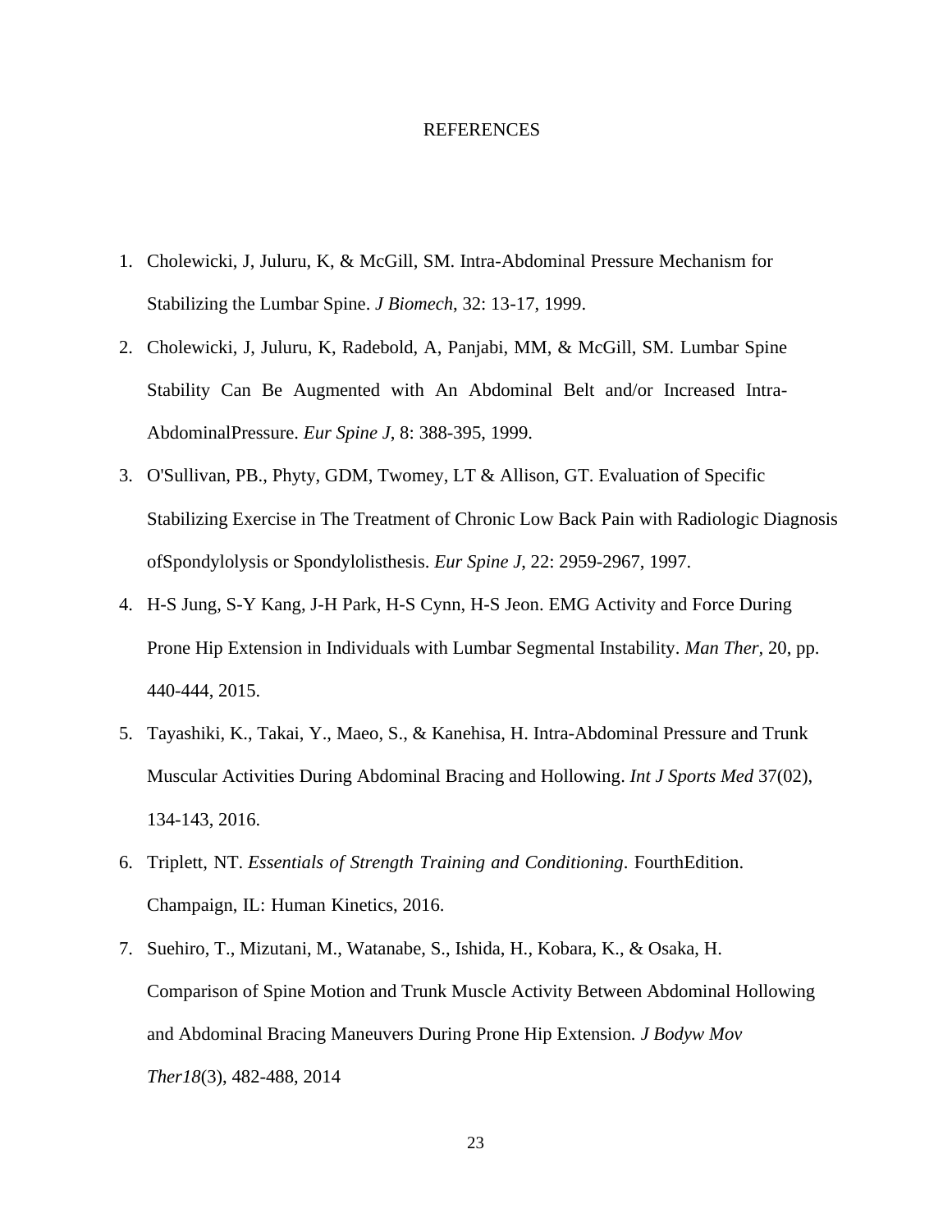# REFERENCES

1. Cholewicki, J, Juluru, K, & McGill, SM. Intra-Abdominal Pressure Mechanism for Stabilizing the Lumbar Spine. *J Biomech*, 32: 13-17, 1999.
2. Cholewicki, J, Juluru, K, Radebold, A, Panjabi, MM, & McGill, SM. Lumbar Spine Stability Can Be Augmented with An Abdominal Belt and/or Increased Intra-AbdominalPressure. *Eur Spine J*, 8: 388-395, 1999.
3. O'Sullivan, PB., Phyty, GDM, Twomey, LT & Allison, GT. Evaluation of Specific Stabilizing Exercise in The Treatment of Chronic Low Back Pain with Radiologic Diagnosis ofSpondylolysis or Spondylolisthesis. *Eur Spine J*, 22: 2959-2967, 1997.
4. H-S Jung, S-Y Kang, J-H Park, H-S Cynn, H-S Jeon. EMG Activity and Force During Prone Hip Extension in Individuals with Lumbar Segmental Instability. *Man Ther,* 20, pp. 440-444, 2015.
5. Tayashiki, K., Takai, Y., Maeo, S., & Kanehisa, H. Intra-Abdominal Pressure and Trunk Muscular Activities During Abdominal Bracing and Hollowing. *Int J Sports Med* 37(02), 134-143, 2016.
6. Triplett, NT. *Essentials of Strength Training and Conditioning*. FourthEdition. Champaign, IL: Human Kinetics, 2016.
7. Suehiro, T., Mizutani, M., Watanabe, S., Ishida, H., Kobara, K., & Osaka, H. Comparison of Spine Motion and Trunk Muscle Activity Between Abdominal Hollowing and Abdominal Bracing Maneuvers During Prone Hip Extension. *J Bodyw Mov Ther18*(3), 482-488, 2014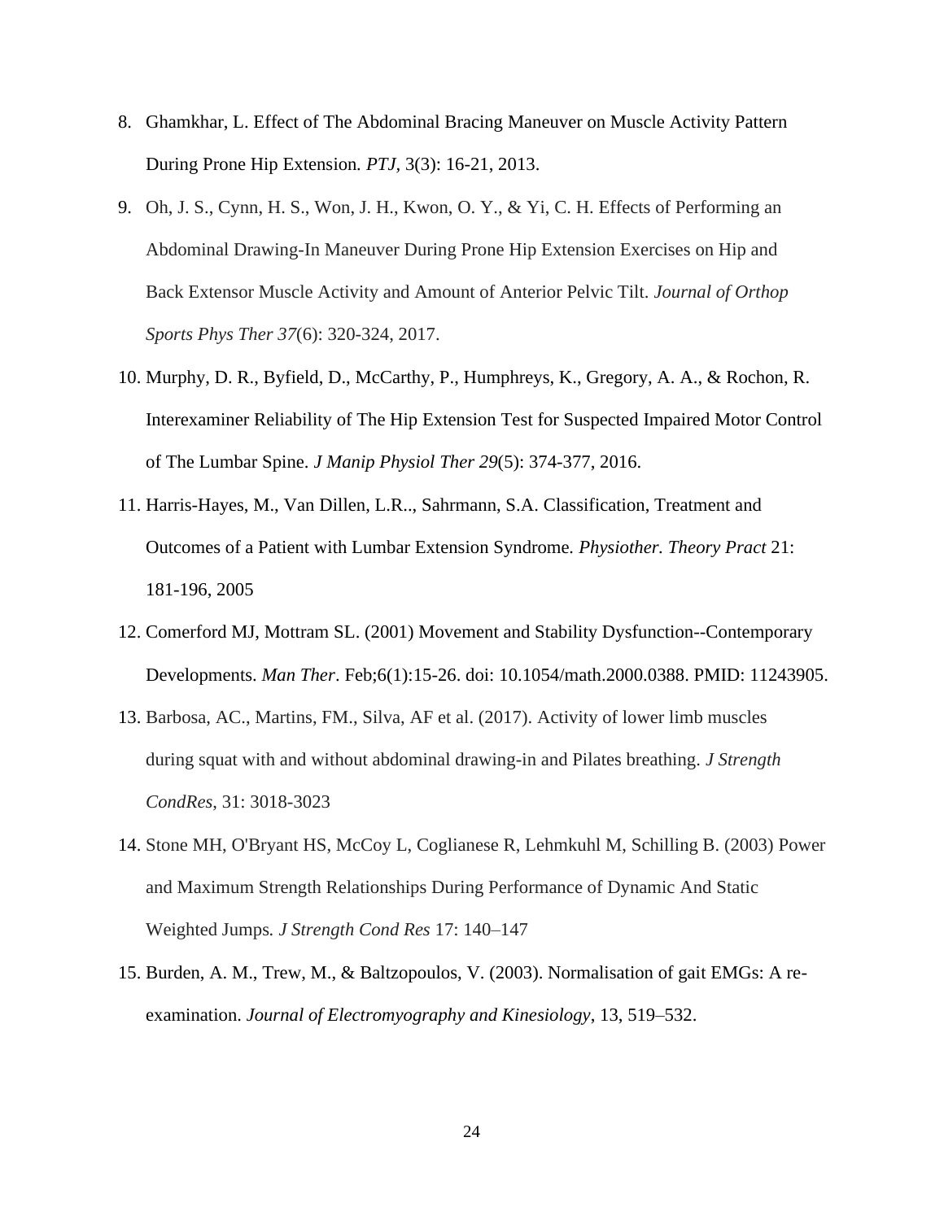8. Ghamkhar, L. Effect of The Abdominal Bracing Maneuver on Muscle Activity Pattern During Prone Hip Extension. *PTJ*, 3(3): 16-21, 2013.
9. Oh, J. S., Cynn, H. S., Won, J. H., Kwon, O. Y., & Yi, C. H. Effects of Performing an Abdominal Drawing-In Maneuver During Prone Hip Extension Exercises on Hip and Back Extensor Muscle Activity and Amount of Anterior Pelvic Tilt. *Journal of Orthop Sports Phys Ther 37*(6): 320-324, 2017.
10. Murphy, D. R., Byfield, D., McCarthy, P., Humphreys, K., Gregory, A. A., & Rochon, R. Interexaminer Reliability of The Hip Extension Test for Suspected Impaired Motor Control of The Lumbar Spine. *J Manip Physiol Ther 29*(5): 374-377, 2016.
11. Harris-Hayes, M., Van Dillen, L.R.., Sahrmann, S.A. Classification, Treatment and Outcomes of a Patient with Lumbar Extension Syndrome. *Physiother. Theory Pract* 21: 181-196, 2005
12. Comerford MJ, Mottram SL. (2001) Movement and Stability Dysfunction--Contemporary Developments. *Man Ther*. Feb;6(1):15-26. doi: 10.1054/math.2000.0388. PMID: 11243905.
13. Barbosa, AC., Martins, FM., Silva, AF et al. (2017). Activity of lower limb muscles during squat with and without abdominal drawing-in and Pilates breathing. *J Strength CondRes*, 31: 3018-3023
14. Stone MH, O'Bryant HS, McCoy L, Coglianese R, Lehmkuhl M, Schilling B. (2003) Power and Maximum Strength Relationships During Performance of Dynamic And Static Weighted Jumps. *J Strength Cond Res* 17: 140–147
15. Burden, A. M., Trew, M., & Baltzopoulos, V. (2003). Normalisation of gait EMGs: A re-examination. *Journal of Electromyography and Kinesiology*, 13, 519–532.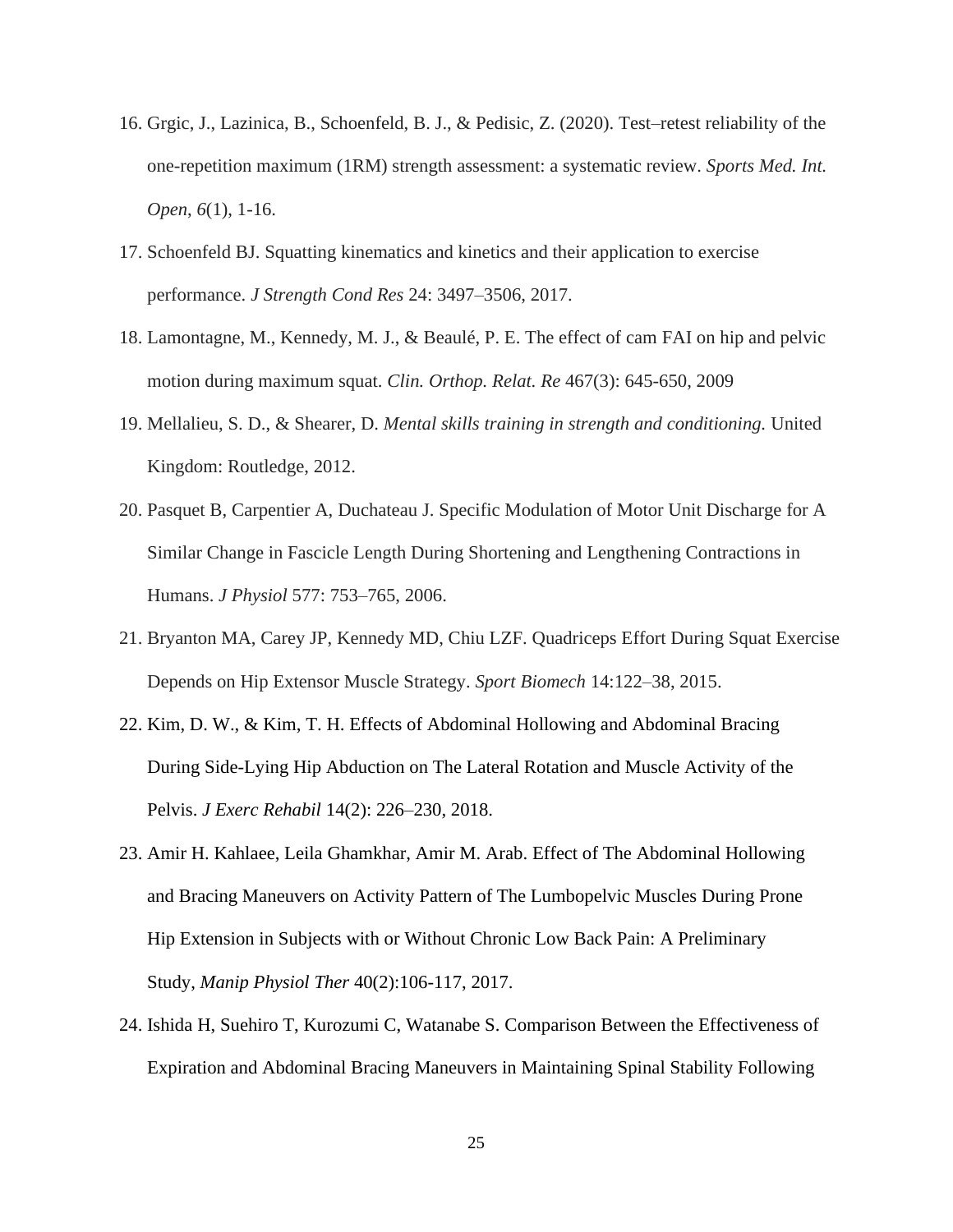16. Grgic, J., Lazinica, B., Schoenfeld, B. J., & Pedisic, Z. (2020). Test–retest reliability of the one-repetition maximum (1RM) strength assessment: a systematic review. *Sports Med. Int. Open*, *6*(1), 1-16.

17. Schoenfeld BJ. Squatting kinematics and kinetics and their application to exercise performance. *J Strength Cond Res* 24: 3497–3506, 2017.

18. Lamontagne, M., Kennedy, M. J., & Beaulé, P. E. The effect of cam FAI on hip and pelvic motion during maximum squat. *Clin. Orthop. Relat. Re* 467(3): 645-650, 2009

19. Mellalieu, S. D., & Shearer, D. *Mental skills training in strength and conditioning.* United Kingdom: Routledge, 2012.

20. Pasquet B, Carpentier A, Duchateau J. Specific Modulation of Motor Unit Discharge for A Similar Change in Fascicle Length During Shortening and Lengthening Contractions in Humans. *J Physiol* 577: 753–765, 2006.

21. Bryanton MA, Carey JP, Kennedy MD, Chiu LZF. Quadriceps Effort During Squat Exercise Depends on Hip Extensor Muscle Strategy. *Sport Biomech* 14:122–38, 2015.

22. Kim, D. W., & Kim, T. H. Effects of Abdominal Hollowing and Abdominal Bracing During Side-Lying Hip Abduction on The Lateral Rotation and Muscle Activity of the Pelvis. *J Exerc Rehabil* 14(2): 226–230, 2018.

23. Amir H. Kahlaee, Leila Ghamkhar, Amir M. Arab. Effect of The Abdominal Hollowing and Bracing Maneuvers on Activity Pattern of The Lumbopelvic Muscles During Prone Hip Extension in Subjects with or Without Chronic Low Back Pain: A Preliminary Study, *Manip Physiol Ther* 40(2):106-117, 2017.

24. Ishida H, Suehiro T, Kurozumi C, Watanabe S. Comparison Between the Effectiveness of Expiration and Abdominal Bracing Maneuvers in Maintaining Spinal Stability Following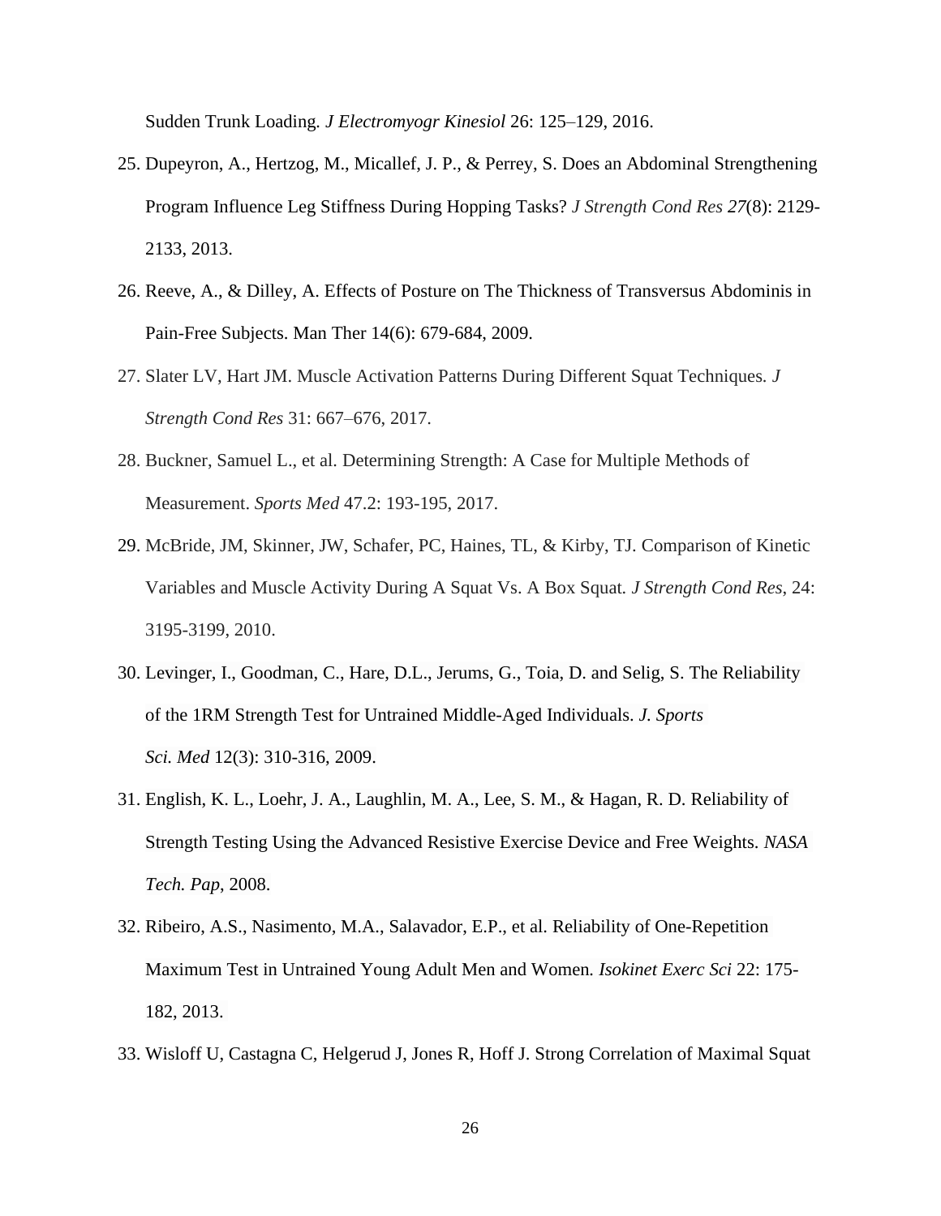Sudden Trunk Loading. *J Electromyogr Kinesiol* 26: 125–129, 2016.

25. Dupeyron, A., Hertzog, M., Micallef, J. P., & Perrey, S. Does an Abdominal Strengthening Program Influence Leg Stiffness During Hopping Tasks? *J Strength Cond Res 27*(8): 2129-2133, 2013.
26. Reeve, A., & Dilley, A. Effects of Posture on The Thickness of Transversus Abdominis in Pain-Free Subjects. Man Ther 14(6): 679-684, 2009.
27. Slater LV, Hart JM. Muscle Activation Patterns During Different Squat Techniques. *J Strength Cond Res* 31: 667–676, 2017.
28. Buckner, Samuel L., et al. Determining Strength: A Case for Multiple Methods of Measurement. *Sports Med* 47.2: 193-195, 2017.
29. McBride, JM, Skinner, JW, Schafer, PC, Haines, TL, & Kirby, TJ. Comparison of Kinetic Variables and Muscle Activity During A Squat Vs. A Box Squat. *J Strength Cond Res*, 24: 3195-3199, 2010.
30. Levinger, I., Goodman, C., Hare, D.L., Jerums, G., Toia, D. and Selig, S. The Reliability of the 1RM Strength Test for Untrained Middle-Aged Individuals. *J. Sports Sci. Med* 12(3): 310-316, 2009.
31. English, K. L., Loehr, J. A., Laughlin, M. A., Lee, S. M., & Hagan, R. D. Reliability of Strength Testing Using the Advanced Resistive Exercise Device and Free Weights. *NASA Tech. Pap*, 2008.
32. Ribeiro, A.S., Nasimento, M.A., Salavador, E.P., et al. Reliability of One-Repetition Maximum Test in Untrained Young Adult Men and Women. *Isokinet Exerc Sci* 22: 175-182, 2013.
33. Wisloff U, Castagna C, Helgerud J, Jones R, Hoff J. Strong Correlation of Maximal Squat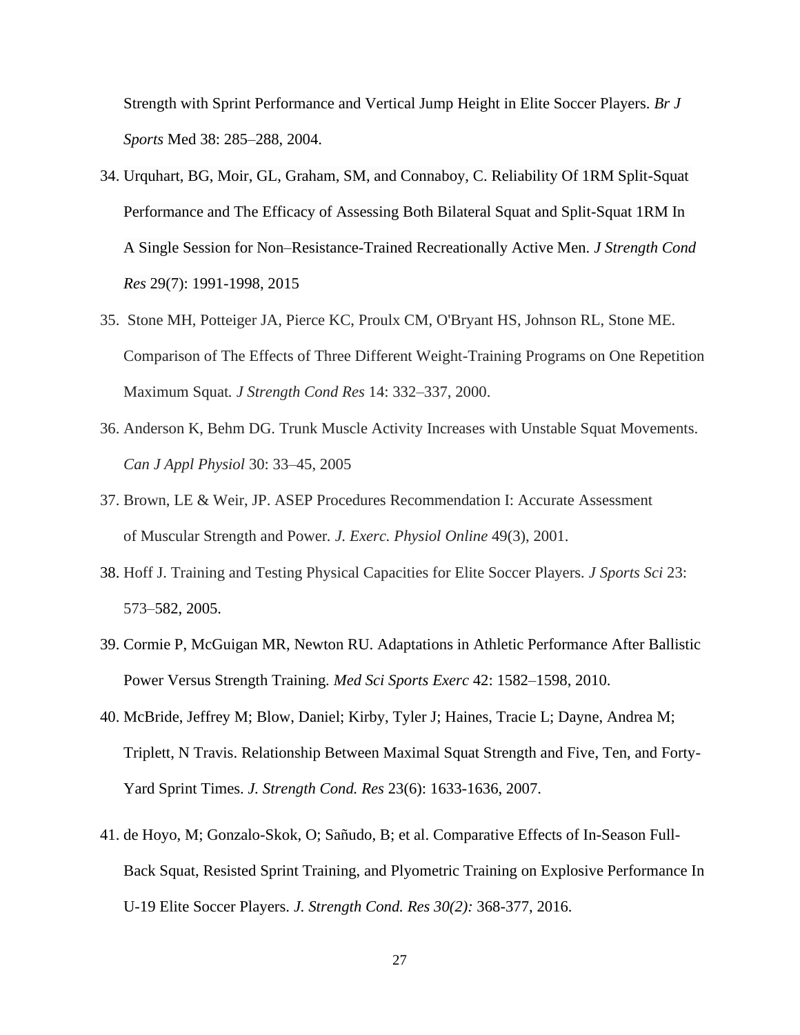Strength with Sprint Performance and Vertical Jump Height in Elite Soccer Players. *Br J Sports* Med 38: 285–288, 2004.

34. Urquhart, BG, Moir, GL, Graham, SM, and Connaboy, C. Reliability Of 1RM Split-Squat Performance and The Efficacy of Assessing Both Bilateral Squat and Split-Squat 1RM In A Single Session for Non–Resistance-Trained Recreationally Active Men. *J Strength Cond Res* 29(7): 1991-1998, 2015
35. Stone MH, Potteiger JA, Pierce KC, Proulx CM, O'Bryant HS, Johnson RL, Stone ME. Comparison of The Effects of Three Different Weight-Training Programs on One Repetition Maximum Squat. *J Strength Cond Res* 14: 332–337, 2000.
36. Anderson K, Behm DG. Trunk Muscle Activity Increases with Unstable Squat Movements. *Can J Appl Physiol* 30: 33–45, 2005
37. Brown, LE & Weir, JP. ASEP Procedures Recommendation I: Accurate Assessment of Muscular Strength and Power. *J. Exerc. Physiol Online* 49(3), 2001.
38. Hoff J. Training and Testing Physical Capacities for Elite Soccer Players. *J Sports Sci* 23: 573–582, 2005.
39. Cormie P, McGuigan MR, Newton RU. Adaptations in Athletic Performance After Ballistic Power Versus Strength Training. *Med Sci Sports Exerc* 42: 1582–1598, 2010.
40. McBride, Jeffrey M; Blow, Daniel; Kirby, Tyler J; Haines, Tracie L; Dayne, Andrea M; Triplett, N Travis. Relationship Between Maximal Squat Strength and Five, Ten, and Forty-Yard Sprint Times. *J. Strength Cond. Res* 23(6): 1633-1636, 2007.
41. de Hoyo, M; Gonzalo-Skok, O; Sañudo, B; et al. Comparative Effects of In-Season Full-Back Squat, Resisted Sprint Training, and Plyometric Training on Explosive Performance In U-19 Elite Soccer Players. *J. Strength Cond. Res 30(2):* 368-377, 2016.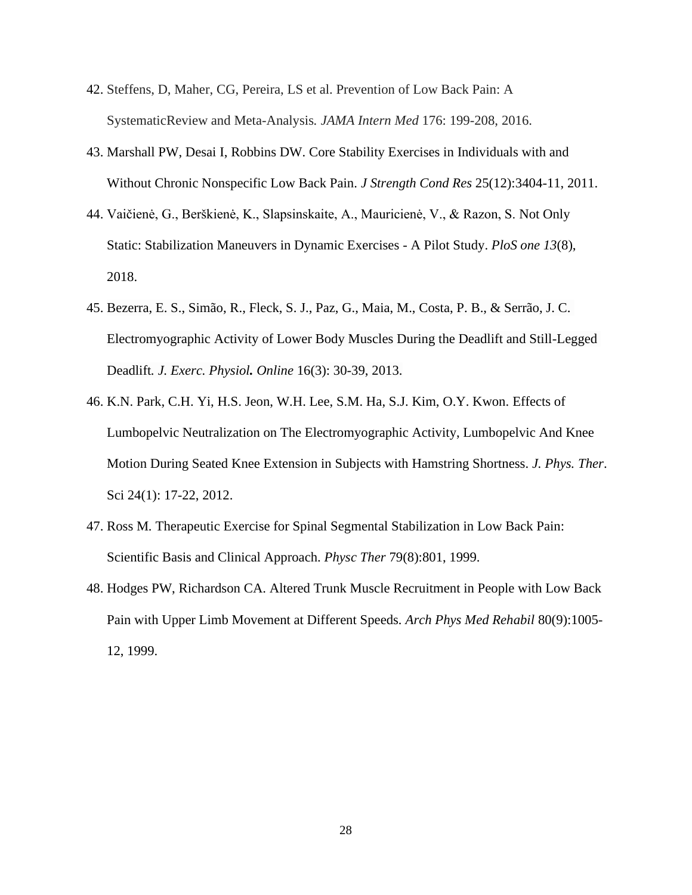42. Steffens, D, Maher, CG, Pereira, LS et al. Prevention of Low Back Pain: A SystematicReview and Meta-Analysis*.* *JAMA Intern Med* 176: 199-208, 2016.

43. Marshall PW, Desai I, Robbins DW. Core Stability Exercises in Individuals with and Without Chronic Nonspecific Low Back Pain. *J Strength Cond Res* 25(12):3404-11, 2011.

44. Vaičienė, G., Berškienė, K., Slapsinskaite, A., Mauricienė, V., & Razon, S. Not Only Static: Stabilization Maneuvers in Dynamic Exercises - A Pilot Study. *PloS one 13*(8), 2018.

45. Bezerra, E. S., Simão, R., Fleck, S. J., Paz, G., Maia, M., Costa, P. B., & Serrão, J. C. Electromyographic Activity of Lower Body Muscles During the Deadlift and Still-Legged Deadlift*. J. Exerc. Physiol**.** Online* 16(3): 30-39, 2013.

46. K.N. Park, C.H. Yi, H.S. Jeon, W.H. Lee, S.M. Ha, S.J. Kim, O.Y. Kwon. Effects of Lumbopelvic Neutralization on The Electromyographic Activity, Lumbopelvic And Knee Motion During Seated Knee Extension in Subjects with Hamstring Shortness. *J. Phys. Ther*. Sci 24(1): 17-22, 2012.

47. Ross M. Therapeutic Exercise for Spinal Segmental Stabilization in Low Back Pain: Scientific Basis and Clinical Approach. *Physc Ther* 79(8):801, 1999.

48. Hodges PW, Richardson CA. Altered Trunk Muscle Recruitment in People with Low Back Pain with Upper Limb Movement at Different Speeds. *Arch Phys Med Rehabil* 80(9):1005-12, 1999.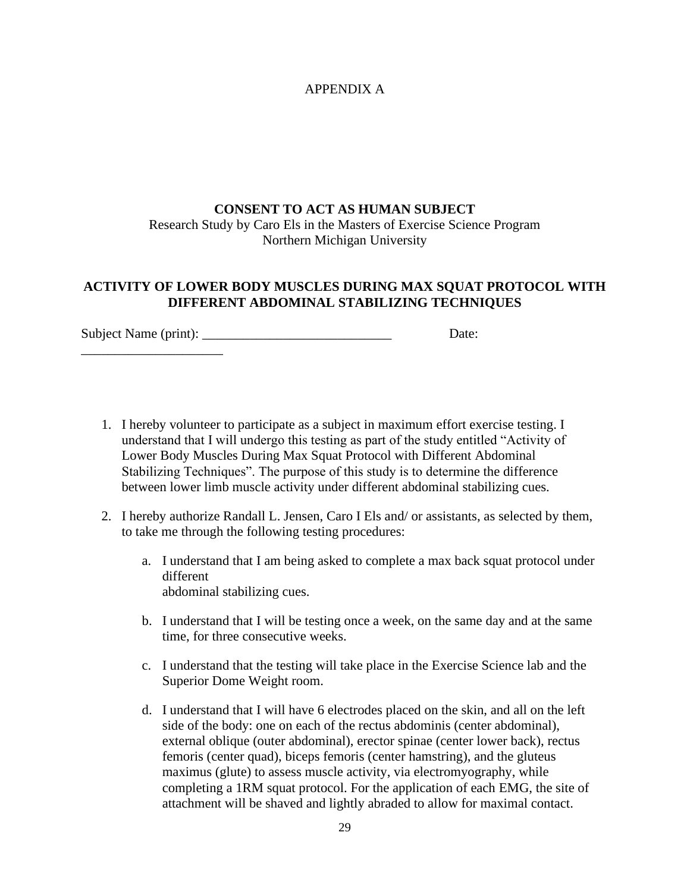APPENDIX A

**CONSENT TO ACT AS HUMAN SUBJECT**
Research Study by Caro Els in the Masters of Exercise Science Program
Northern Michigan University

**ACTIVITY OF LOWER BODY MUSCLES DURING MAX SQUAT PROTOCOL WITH DIFFERENT ABDOMINAL STABILIZING TECHNIQUES**

Subject Name (print): ____________________________ Date: _____________________

1. I hereby volunteer to participate as a subject in maximum effort exercise testing. I understand that I will undergo this testing as part of the study entitled "Activity of Lower Body Muscles During Max Squat Protocol with Different Abdominal Stabilizing Techniques". The purpose of this study is to determine the difference between lower limb muscle activity under different abdominal stabilizing cues.

2. I hereby authorize Randall L. Jensen, Caro I Els and/ or assistants, as selected by them, to take me through the following testing procedures:

   a. I understand that I am being asked to complete a max back squat protocol under different abdominal stabilizing cues.

   b. I understand that I will be testing once a week, on the same day and at the same time, for three consecutive weeks.

   c. I understand that the testing will take place in the Exercise Science lab and the Superior Dome Weight room.

   d. I understand that I will have 6 electrodes placed on the skin, and all on the left side of the body: one on each of the rectus abdominis (center abdominal), external oblique (outer abdominal), erector spinae (center lower back), rectus femoris (center quad), biceps femoris (center hamstring), and the gluteus maximus (glute) to assess muscle activity, via electromyography, while completing a 1RM squat protocol. For the application of each EMG, the site of attachment will be shaved and lightly abraded to allow for maximal contact.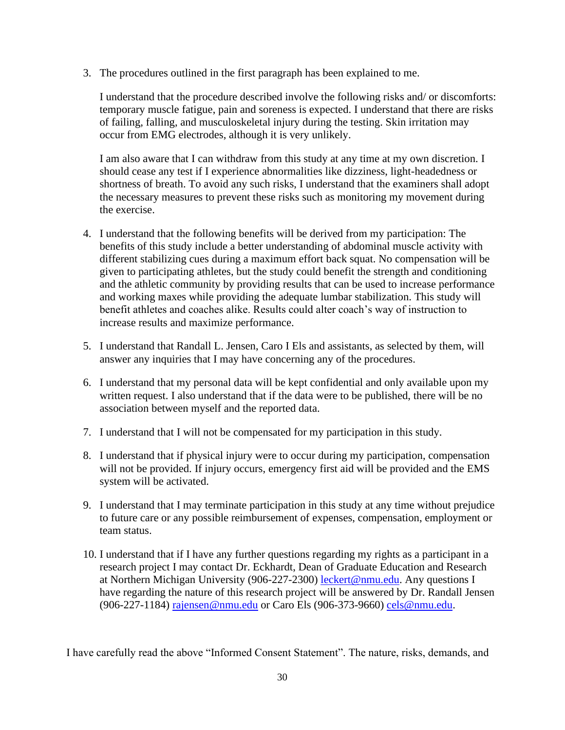3. The procedures outlined in the first paragraph has been explained to me.

   I understand that the procedure described involve the following risks and/ or discomforts: temporary muscle fatigue, pain and soreness is expected. I understand that there are risks of failing, falling, and musculoskeletal injury during the testing. Skin irritation may occur from EMG electrodes, although it is very unlikely.

   I am also aware that I can withdraw from this study at any time at my own discretion. I should cease any test if I experience abnormalities like dizziness, light-headedness or shortness of breath. To avoid any such risks, I understand that the examiners shall adopt the necessary measures to prevent these risks such as monitoring my movement during the exercise.

4. I understand that the following benefits will be derived from my participation: The benefits of this study include a better understanding of abdominal muscle activity with different stabilizing cues during a maximum effort back squat. No compensation will be given to participating athletes, but the study could benefit the strength and conditioning and the athletic community by providing results that can be used to increase performance and working maxes while providing the adequate lumbar stabilization. This study will benefit athletes and coaches alike. Results could alter coach's way of instruction to increase results and maximize performance.

5. I understand that Randall L. Jensen, Caro I Els and assistants, as selected by them, will answer any inquiries that I may have concerning any of the procedures.

6. I understand that my personal data will be kept confidential and only available upon my written request. I also understand that if the data were to be published, there will be no association between myself and the reported data.

7. I understand that I will not be compensated for my participation in this study.

8. I understand that if physical injury were to occur during my participation, compensation will not be provided. If injury occurs, emergency first aid will be provided and the EMS system will be activated.

9. I understand that I may terminate participation in this study at any time without prejudice to future care or any possible reimbursement of expenses, compensation, employment or team status.

10. I understand that if I have any further questions regarding my rights as a participant in a research project I may contact Dr. Eckhardt, Dean of Graduate Education and Research at Northern Michigan University (906-227-2300) leckert@nmu.edu. Any questions I have regarding the nature of this research project will be answered by Dr. Randall Jensen (906-227-1184) rajensen@nmu.edu or Caro Els (906-373-9660) cels@nmu.edu.

I have carefully read the above "Informed Consent Statement". The nature, risks, demands, and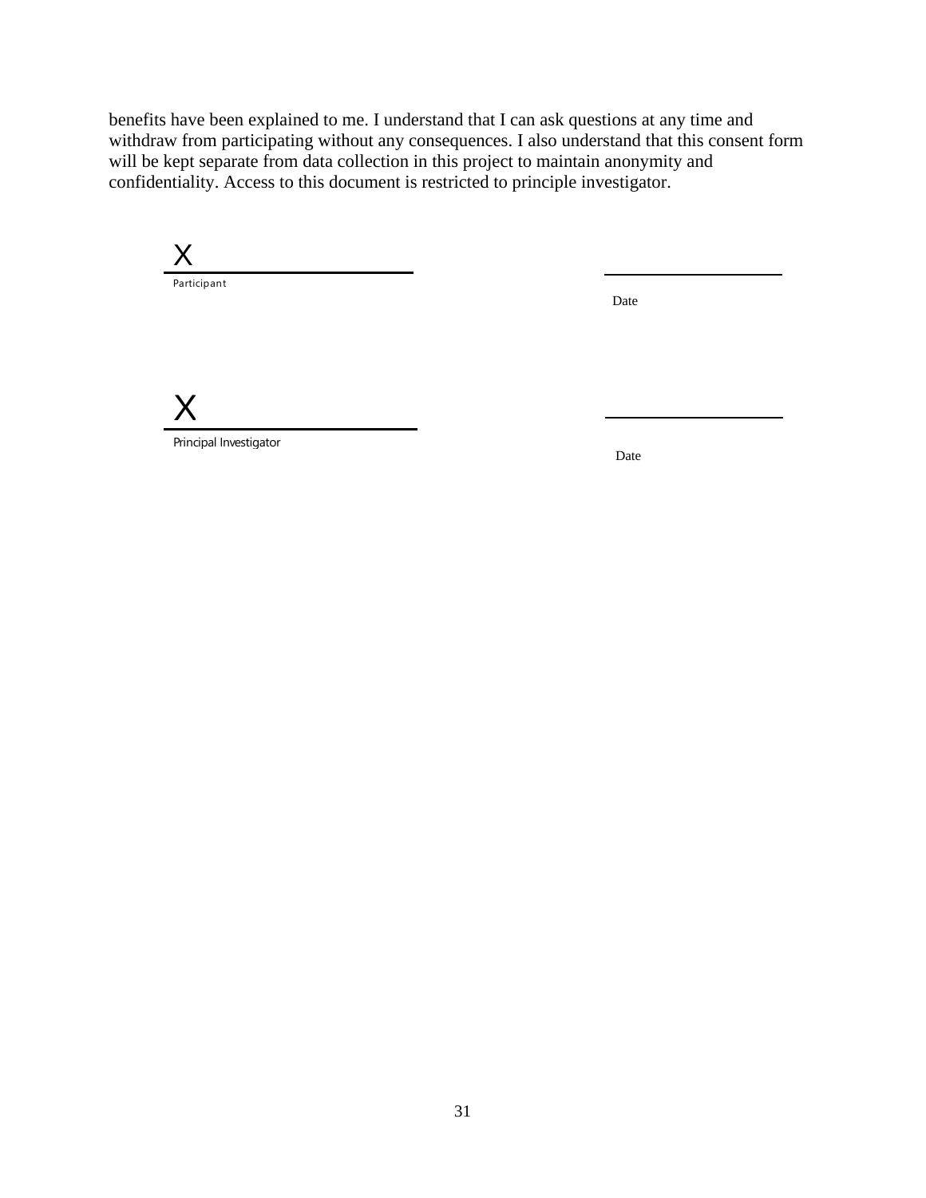benefits have been explained to me. I understand that I can ask questions at any time and withdraw from participating without any consequences. I also understand that this consent form will be kept separate from data collection in this project to maintain anonymity and confidentiality. Access to this document is restricted to principle investigator.

X ______________________________
Participant

______________________
Date

X ______________________________
Principal Investigator

______________________
Date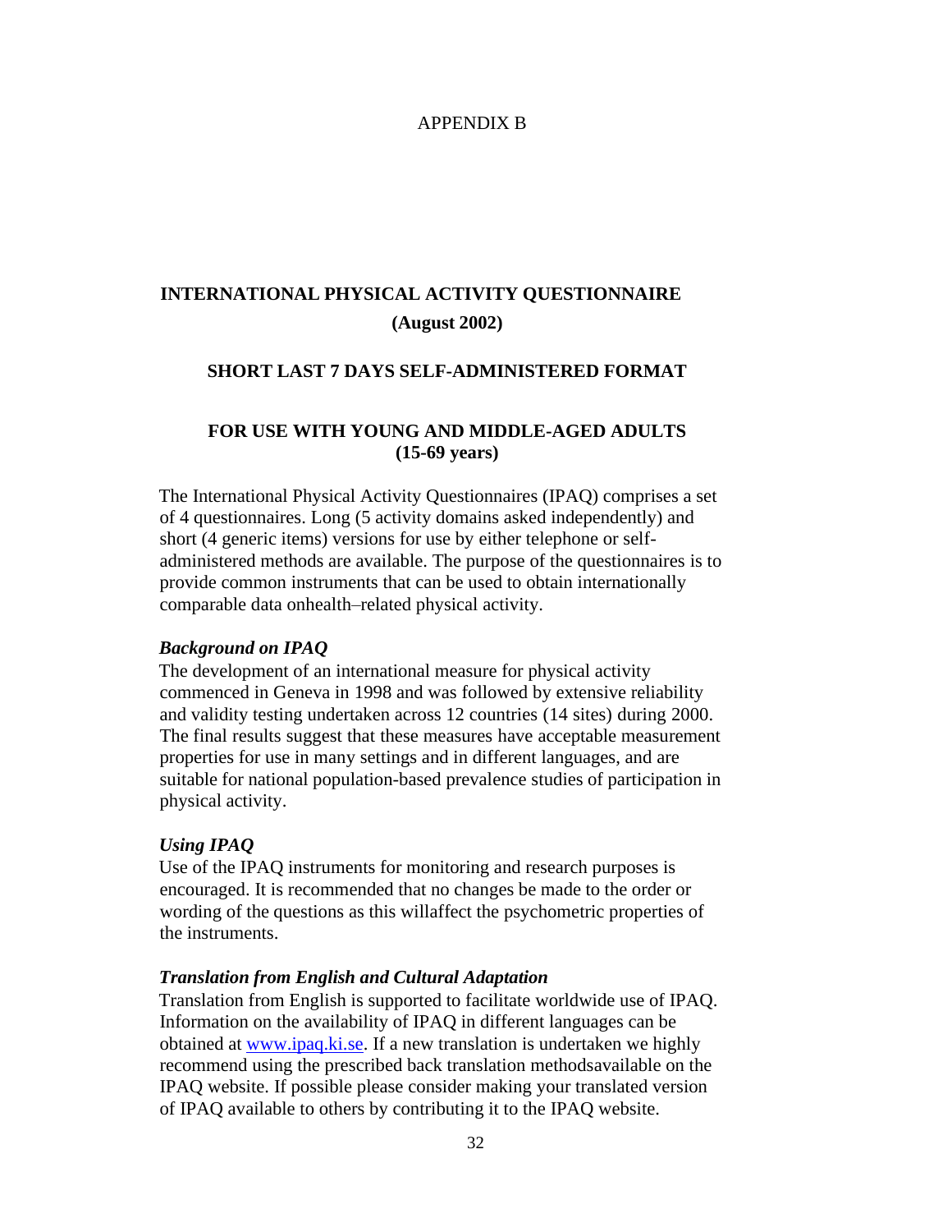APPENDIX B

# INTERNATIONAL PHYSICAL ACTIVITY QUESTIONNAIRE

**(August 2002)**

## SHORT LAST 7 DAYS SELF-ADMINISTERED FORMAT

## FOR USE WITH YOUNG AND MIDDLE-AGED ADULTS (15-69 years)

The International Physical Activity Questionnaires (IPAQ) comprises a set of 4 questionnaires. Long (5 activity domains asked independently) and short (4 generic items) versions for use by either telephone or self-administered methods are available. The purpose of the questionnaires is to provide common instruments that can be used to obtain internationally comparable data onhealth–related physical activity.

### *Background on IPAQ*

The development of an international measure for physical activity commenced in Geneva in 1998 and was followed by extensive reliability and validity testing undertaken across 12 countries (14 sites) during 2000. The final results suggest that these measures have acceptable measurement properties for use in many settings and in different languages, and are suitable for national population-based prevalence studies of participation in physical activity.

### *Using IPAQ*

Use of the IPAQ instruments for monitoring and research purposes is encouraged. It is recommended that no changes be made to the order or wording of the questions as this willaffect the psychometric properties of the instruments.

### *Translation from English and Cultural Adaptation*

Translation from English is supported to facilitate worldwide use of IPAQ. Information on the availability of IPAQ in different languages can be obtained at www.ipaq.ki.se. If a new translation is undertaken we highly recommend using the prescribed back translation methodsavailable on the IPAQ website. If possible please consider making your translated version of IPAQ available to others by contributing it to the IPAQ website.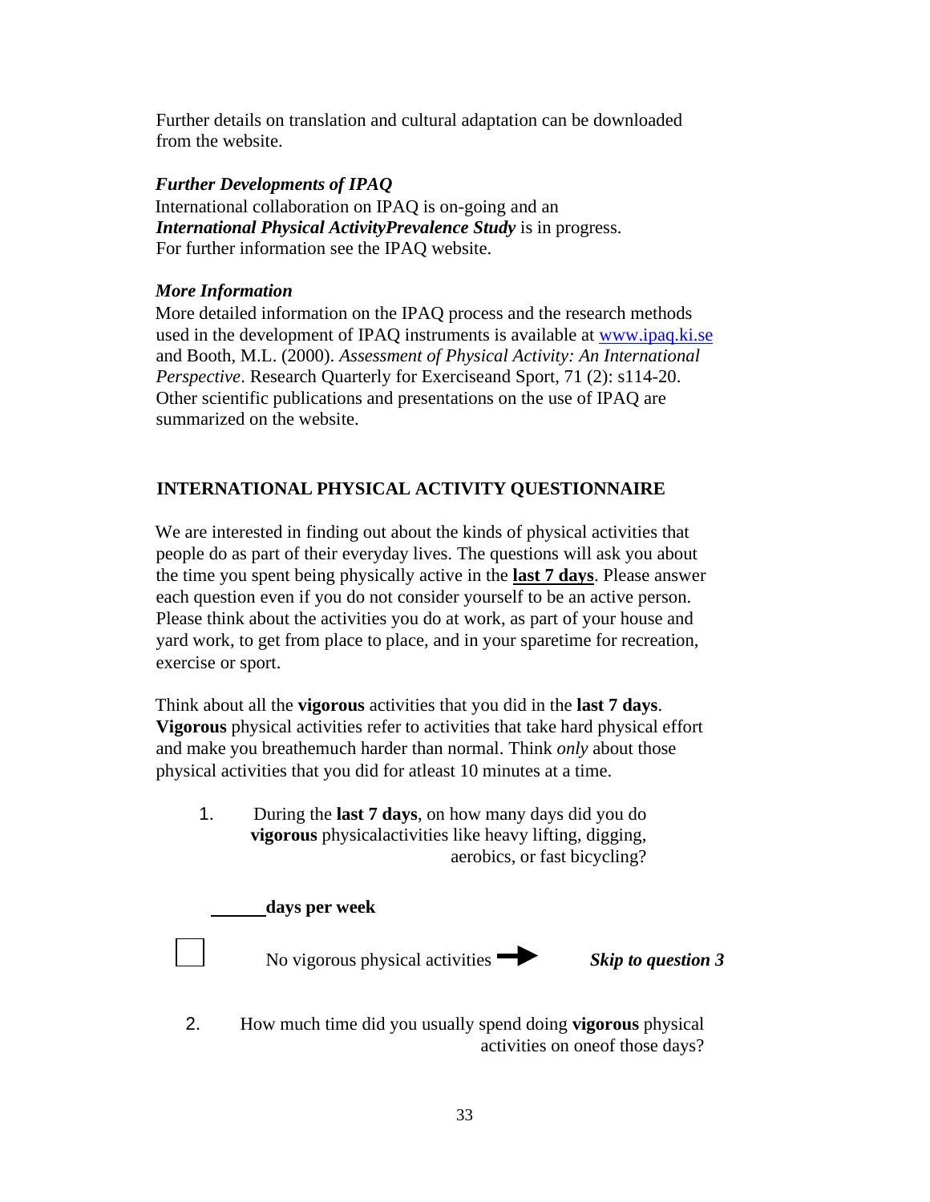Further details on translation and cultural adaptation can be downloaded from the website.

***Further Developments of IPAQ***

International collaboration on IPAQ is on-going and an ***International Physical ActivityPrevalence Study*** is in progress. For further information see the IPAQ website.

***More Information***

More detailed information on the IPAQ process and the research methods used in the development of IPAQ instruments is available at [www.ipaq.ki.se](www.ipaq.ki.se) and Booth, M.L. (2000). *Assessment of Physical Activity: An International Perspective*. Research Quarterly for Exerciseand Sport, 71 (2): s114-20. Other scientific publications and presentations on the use of IPAQ are summarized on the website.

## INTERNATIONAL PHYSICAL ACTIVITY QUESTIONNAIRE

We are interested in finding out about the kinds of physical activities that people do as part of their everyday lives. The questions will ask you about the time you spent being physically active in the **last 7 days**. Please answer each question even if you do not consider yourself to be an active person. Please think about the activities you do at work, as part of your house and yard work, to get from place to place, and in your sparetime for recreation, exercise or sport.

Think about all the **vigorous** activities that you did in the **last 7 days**. **Vigorous** physical activities refer to activities that take hard physical effort and make you breathemuch harder than normal. Think *only* about those physical activities that you did for atleast 10 minutes at a time.

1. During the **last 7 days**, on how many days did you do **vigorous** physicalactivities like heavy lifting, digging, aerobics, or fast bicycling?

______ **days per week**

☐ No vigorous physical activities ➡ ***Skip to question 3***

2. How much time did you usually spend doing **vigorous** physical activities on oneof those days?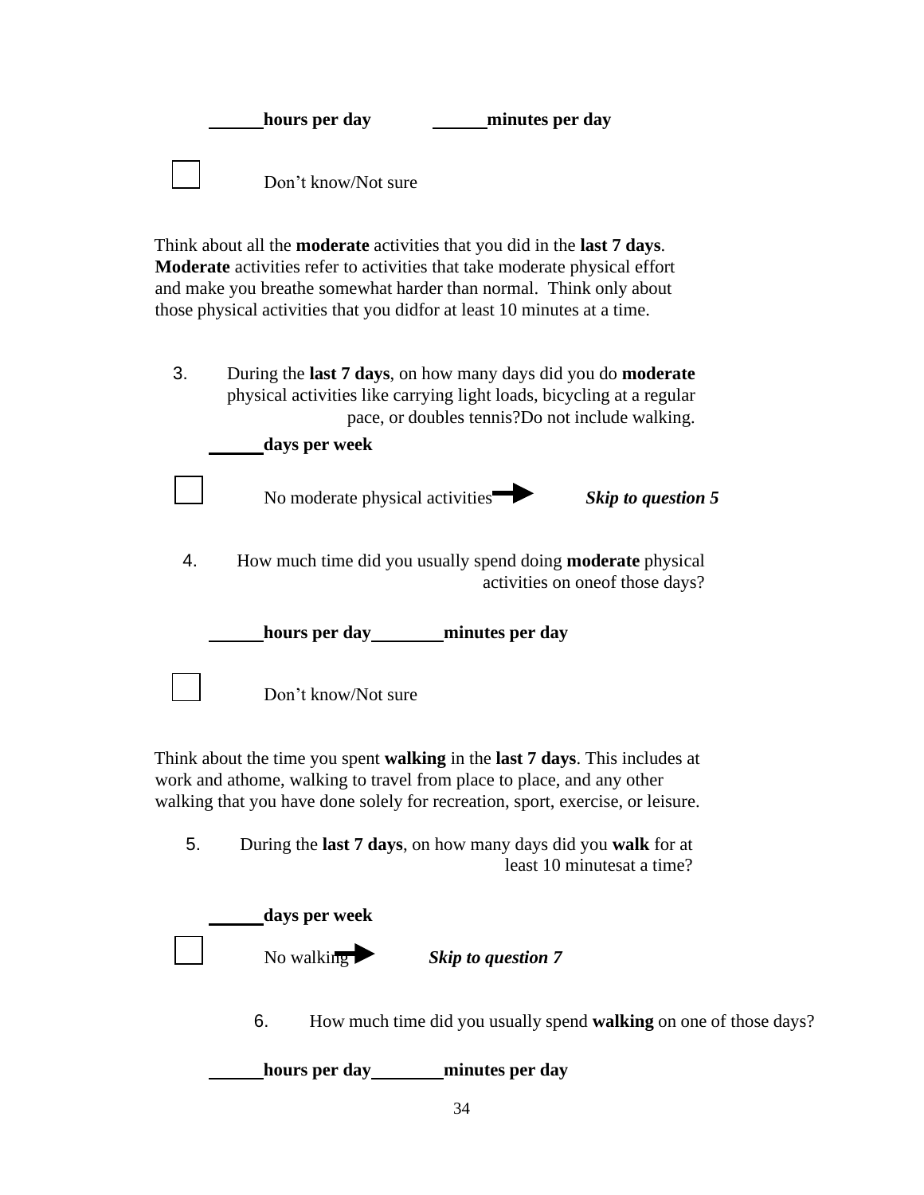**______hours per day** **______minutes per day**

☐ Don't know/Not sure

Think about all the **moderate** activities that you did in the **last 7 days**. **Moderate** activities refer to activities that take moderate physical effort and make you breathe somewhat harder than normal. Think only about those physical activities that you didfor at least 10 minutes at a time.

3. During the **last 7 days**, on how many days did you do **moderate** physical activities like carrying light loads, bicycling at a regular pace, or doubles tennis?Do not include walking.

**______days per week**

☐ No moderate physical activities ➡ ***Skip to question 5***

4. How much time did you usually spend doing **moderate** physical activities on oneof those days?

**______hours per day________minutes per day**

☐ Don't know/Not sure

Think about the time you spent **walking** in the **last 7 days**. This includes at work and athome, walking to travel from place to place, and any other walking that you have done solely for recreation, sport, exercise, or leisure.

5. During the **last 7 days**, on how many days did you **walk** for at least 10 minutesat a time?

**______days per week**

☐ No walking ➡ ***Skip to question 7***

6. How much time did you usually spend **walking** on one of those days?

**______hours per day________minutes per day**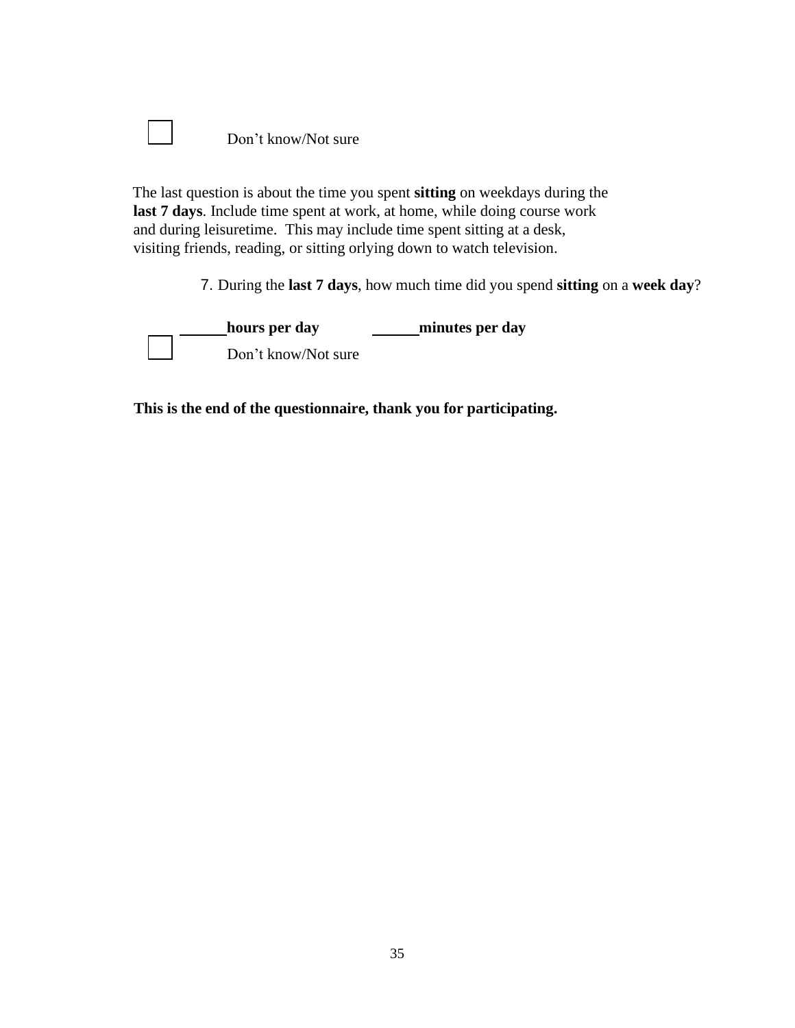☐ Don't know/Not sure

The last question is about the time you spent **sitting** on weekdays during the **last 7 days**. Include time spent at work, at home, while doing course work and during leisuretime. This may include time spent sitting at a desk, visiting friends, reading, or sitting orlying down to watch television.

7. During the **last 7 days**, how much time did you spend **sitting** on a **week day**?

______ **hours per day** ______ **minutes per day**

☐ Don't know/Not sure

**This is the end of the questionnaire, thank you for participating.**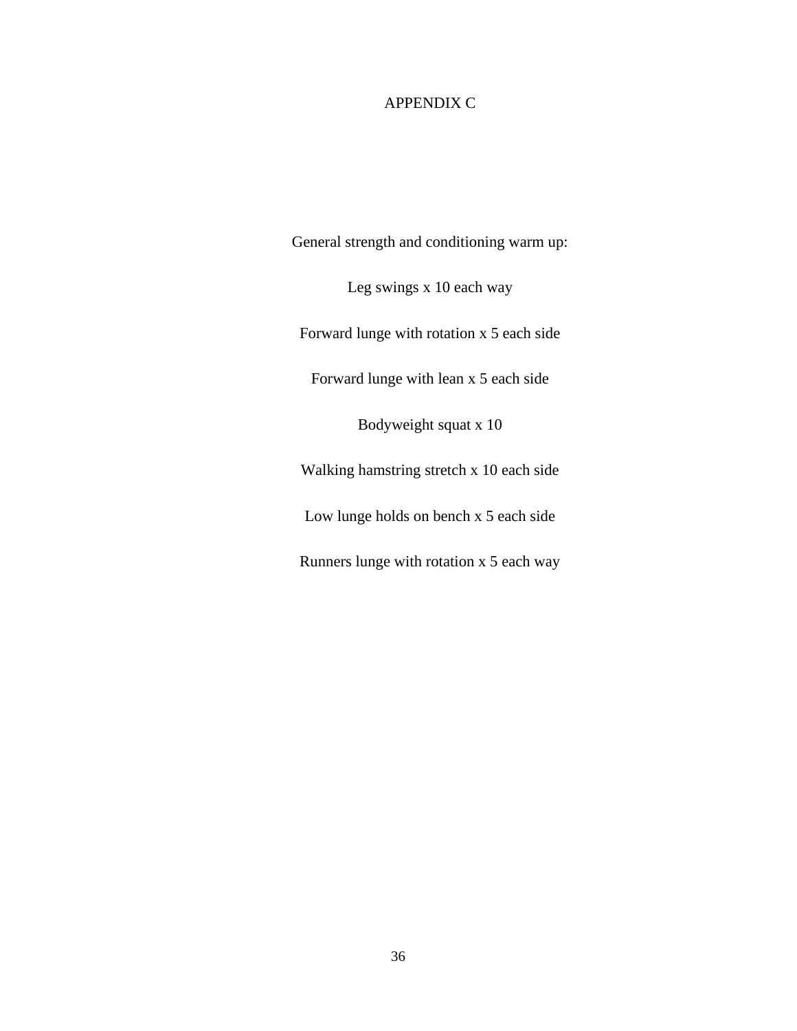# APPENDIX C

General strength and conditioning warm up:

Leg swings x 10 each way

Forward lunge with rotation x 5 each side

Forward lunge with lean x 5 each side

Bodyweight squat x 10

Walking hamstring stretch x 10 each side

Low lunge holds on bench x 5 each side

Runners lunge with rotation x 5 each way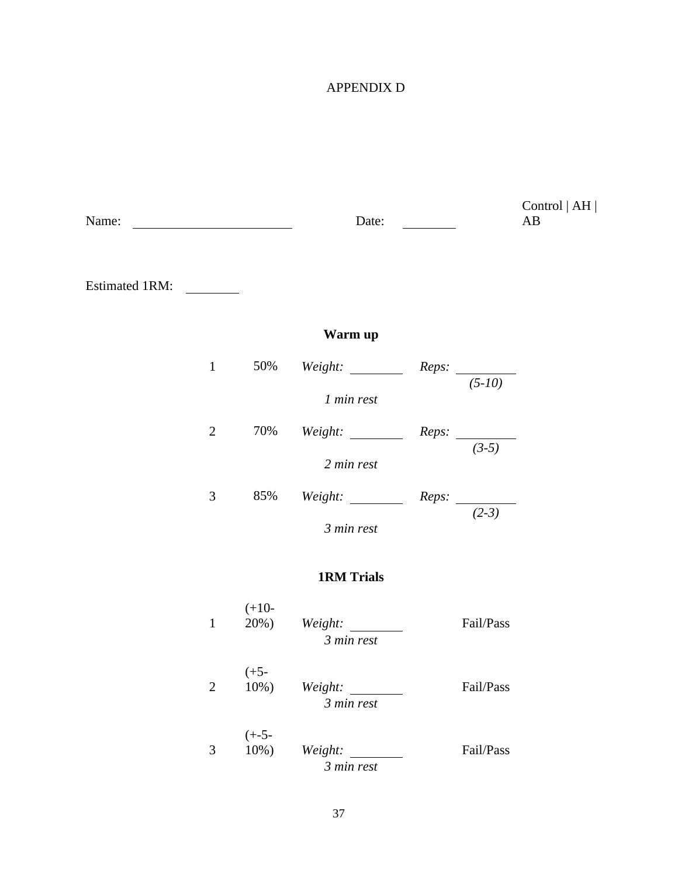# APPENDIX D

Name: ____________________ Date: ________ Control | AH | AB

Estimated 1RM: ________

### Warm up

| | | | |
|---|---|---|---|
| 1 | 50% | *Weight:* ________ | *Reps:* ________ *(5-10)* |
| | | *1 min rest* | |
| 2 | 70% | *Weight:* ________ | *Reps:* ________ *(3-5)* |
| | | *2 min rest* | |
| 3 | 85% | *Weight:* ________ | *Reps:* ________ *(2-3)* |
| | | *3 min rest* | |

### 1RM Trials

| | | | |
|---|---|---|---|
| 1 | (+10-20%) | *Weight:* ________ | Fail/Pass |
| | | *3 min rest* | |
| 2 | (+5-10%) | *Weight:* ________ | Fail/Pass |
| | | *3 min rest* | |
| 3 | (+-5-10%) | *Weight:* ________ | Fail/Pass |
| | | *3 min rest* | |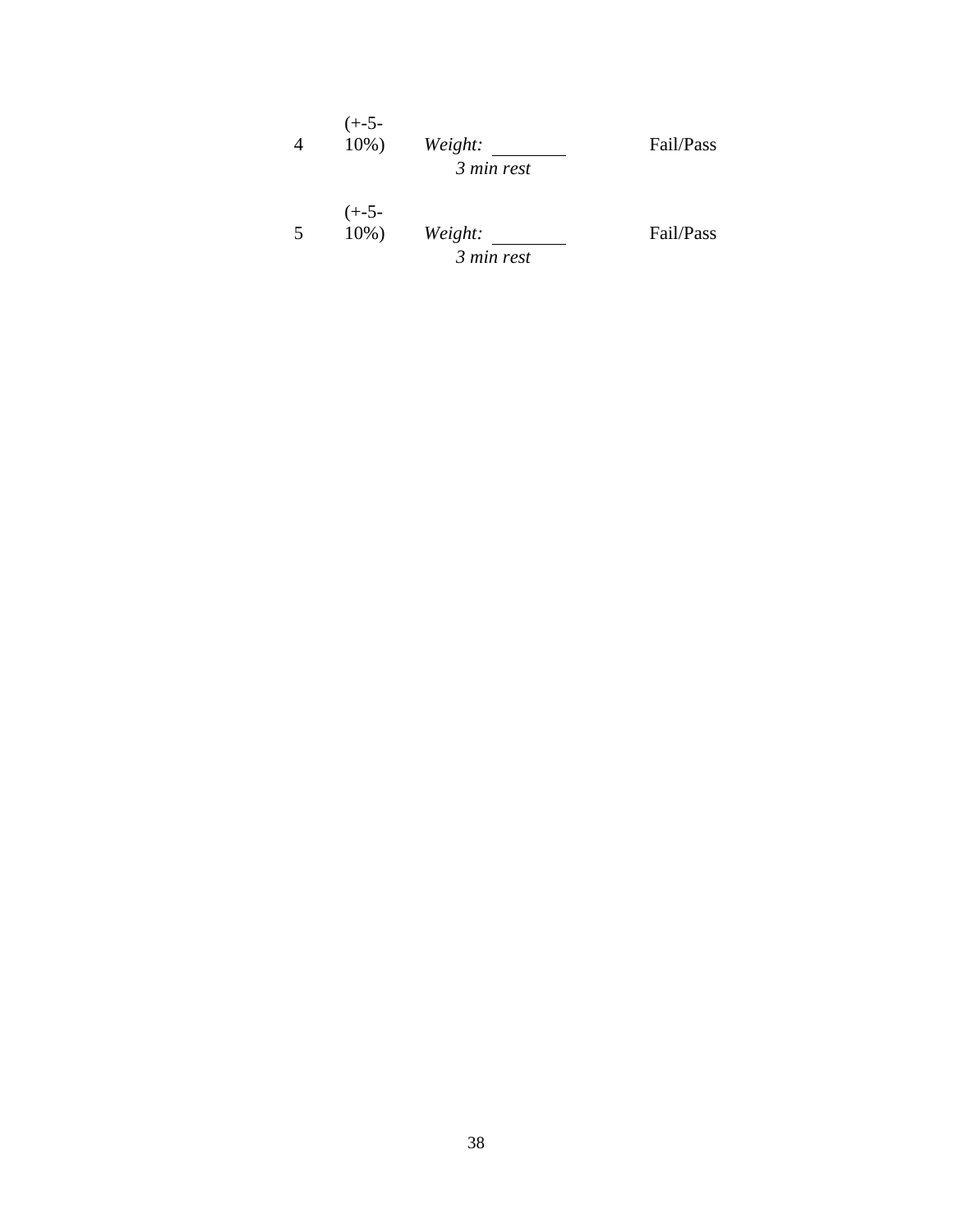| | | | |
|---|---|---|---|
| 4 | (+-5-10%) | *Weight:* ________ <br> *3 min rest* | Fail/Pass |
| 5 | (+-5-10%) | *Weight:* ________ <br> *3 min rest* | Fail/Pass |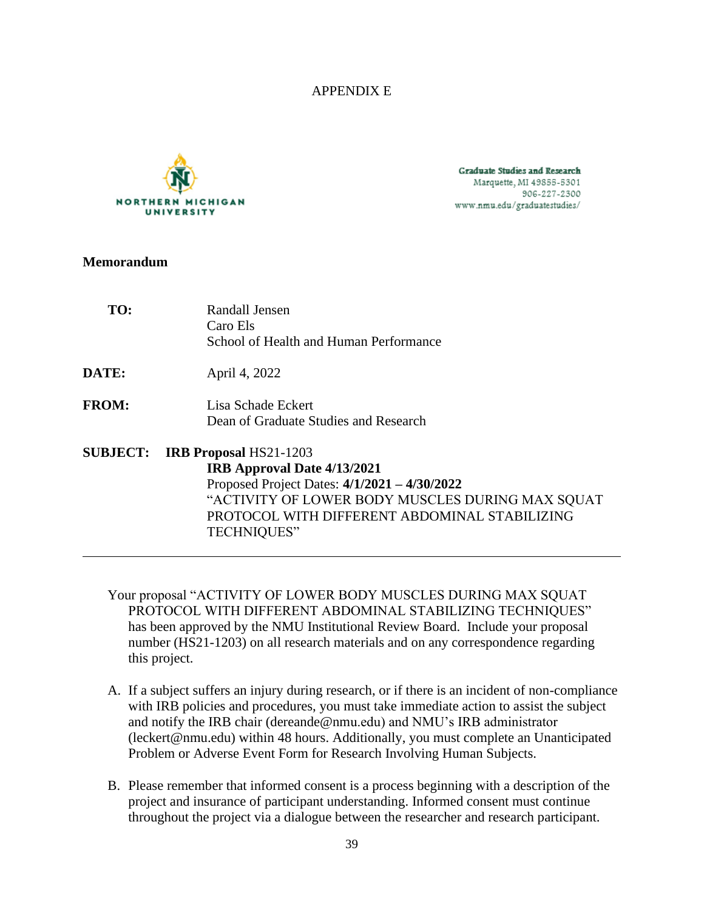APPENDIX E

NORTHERN MICHIGAN UNIVERSITY

Graduate Studies and Research
Marquette, MI 49855-5301
906-227-2300
www.nmu.edu/graduatestudies/

**Memorandum**

**TO:** Randall Jensen
Caro Els
School of Health and Human Performance

**DATE:** April 4, 2022

**FROM:** Lisa Schade Eckert
Dean of Graduate Studies and Research

**SUBJECT:** **IRB Proposal** HS21-1203
**IRB Approval Date 4/13/2021**
Proposed Project Dates: **4/1/2021 – 4/30/2022**
"ACTIVITY OF LOWER BODY MUSCLES DURING MAX SQUAT PROTOCOL WITH DIFFERENT ABDOMINAL STABILIZING TECHNIQUES"

---

Your proposal "ACTIVITY OF LOWER BODY MUSCLES DURING MAX SQUAT PROTOCOL WITH DIFFERENT ABDOMINAL STABILIZING TECHNIQUES" has been approved by the NMU Institutional Review Board. Include your proposal number (HS21-1203) on all research materials and on any correspondence regarding this project.

A. If a subject suffers an injury during research, or if there is an incident of non-compliance with IRB policies and procedures, you must take immediate action to assist the subject and notify the IRB chair (dereande@nmu.edu) and NMU's IRB administrator (leckert@nmu.edu) within 48 hours. Additionally, you must complete an Unanticipated Problem or Adverse Event Form for Research Involving Human Subjects.

B. Please remember that informed consent is a process beginning with a description of the project and insurance of participant understanding. Informed consent must continue throughout the project via a dialogue between the researcher and research participant.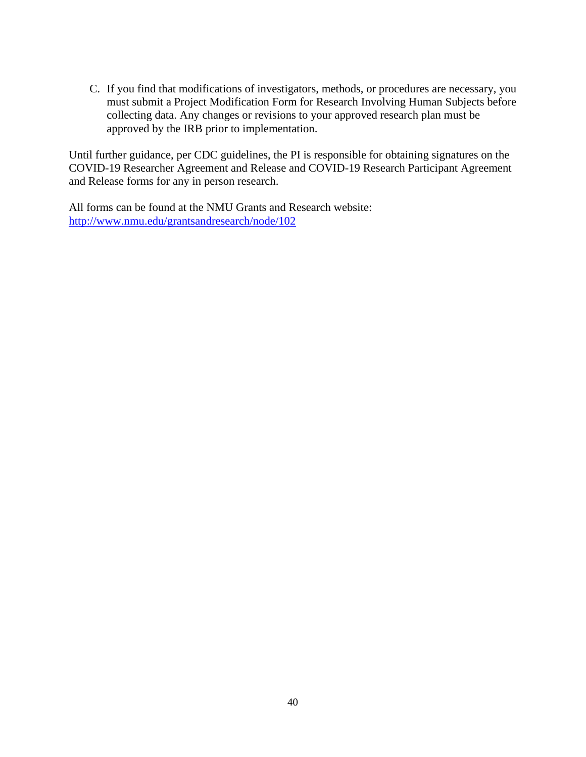C. If you find that modifications of investigators, methods, or procedures are necessary, you must submit a Project Modification Form for Research Involving Human Subjects before collecting data. Any changes or revisions to your approved research plan must be approved by the IRB prior to implementation.

Until further guidance, per CDC guidelines, the PI is responsible for obtaining signatures on the COVID-19 Researcher Agreement and Release and COVID-19 Research Participant Agreement and Release forms for any in person research.

All forms can be found at the NMU Grants and Research website:
http://www.nmu.edu/grantsandresearch/node/102